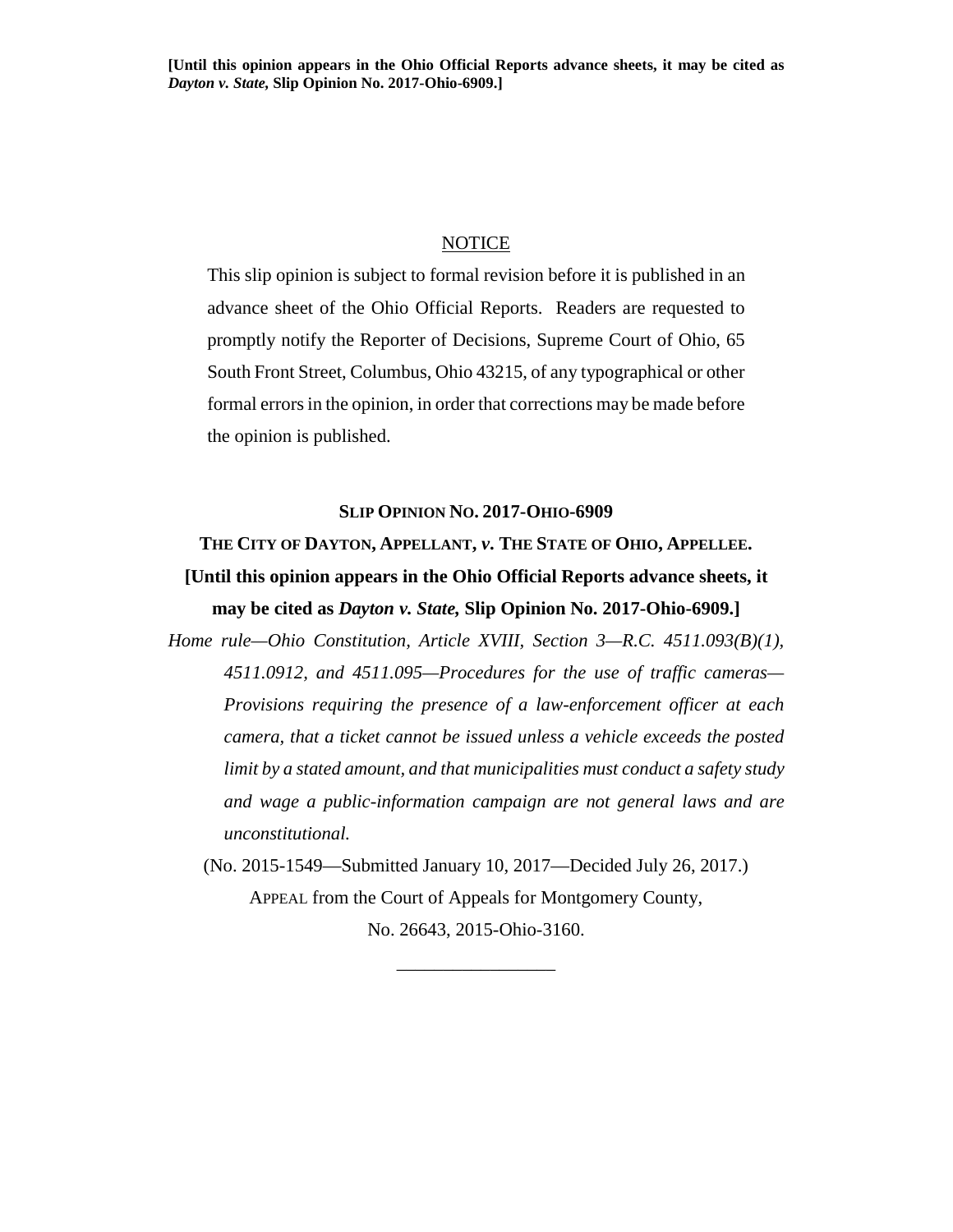**[Until this opinion appears in the Ohio Official Reports advance sheets, it may be cited as *Dayton v. State,* Slip Opinion No. 2017-Ohio-6909.]**

NOTICE

This slip opinion is subject to formal revision before it is published in an advance sheet of the Ohio Official Reports. Readers are requested to promptly notify the Reporter of Decisions, Supreme Court of Ohio, 65 South Front Street, Columbus, Ohio 43215, of any typographical or other formal errors in the opinion, in order that corrections may be made before the opinion is published.

**SLIP OPINION NO. 2017-OHIO-6909**

**THE CITY OF DAYTON, APPELLANT, *v.* THE STATE OF OHIO, APPELLEE.**

**[Until this opinion appears in the Ohio Official Reports advance sheets, it may be cited as *Dayton v. State,* Slip Opinion No. 2017-Ohio-6909.]**

*Home rule—Ohio Constitution, Article XVIII, Section 3—R.C. 4511.093(B)(1), 4511.0912, and 4511.095—Procedures for the use of traffic cameras—Provisions requiring the presence of a law-enforcement officer at each camera, that a ticket cannot be issued unless a vehicle exceeds the posted limit by a stated amount, and that municipalities must conduct a safety study and wage a public-information campaign are not general laws and are unconstitutional.*

(No. 2015-1549—Submitted January 10, 2017—Decided July 26, 2017.)

APPEAL from the Court of Appeals for Montgomery County,

No. 26643, 2015-Ohio-3160.

\_\_\_\_\_\_\_\_\_\_\_\_\_\_\_\_\_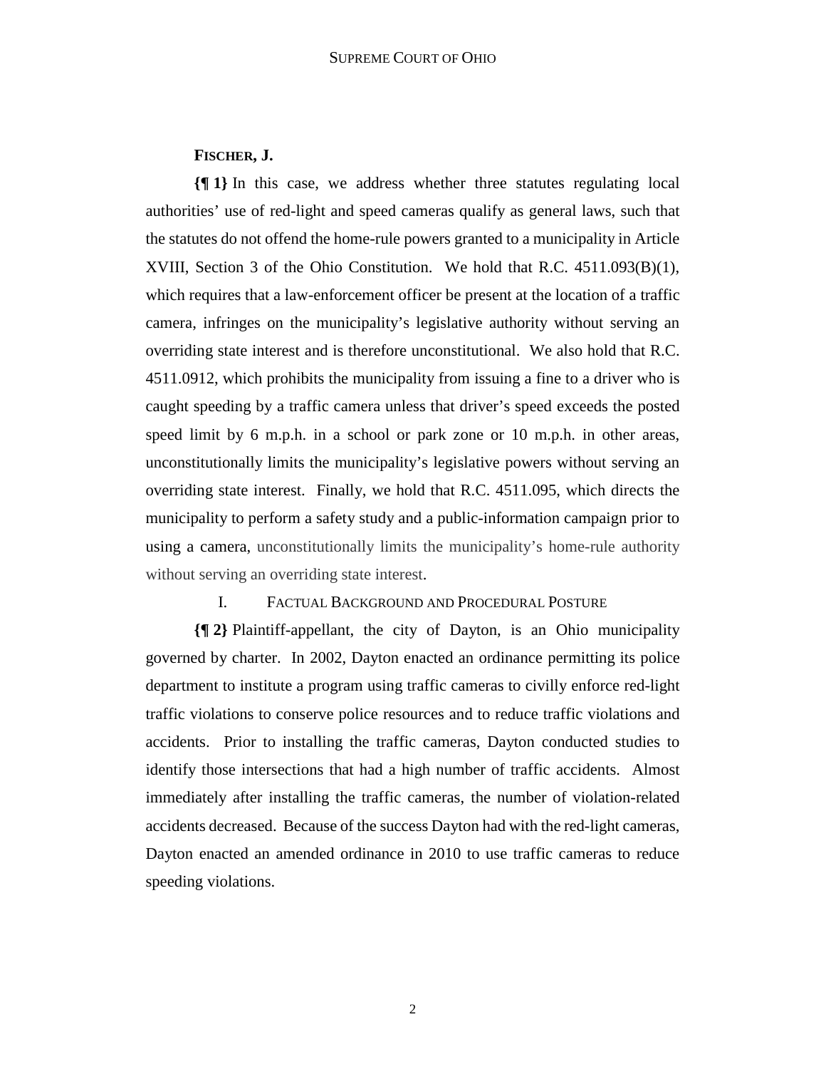**FISCHER, J.**

**{¶ 1}** In this case, we address whether three statutes regulating local authorities' use of red-light and speed cameras qualify as general laws, such that the statutes do not offend the home-rule powers granted to a municipality in Article XVIII, Section 3 of the Ohio Constitution. We hold that R.C. 4511.093(B)(1), which requires that a law-enforcement officer be present at the location of a traffic camera, infringes on the municipality's legislative authority without serving an overriding state interest and is therefore unconstitutional. We also hold that R.C. 4511.0912, which prohibits the municipality from issuing a fine to a driver who is caught speeding by a traffic camera unless that driver's speed exceeds the posted speed limit by 6 m.p.h. in a school or park zone or 10 m.p.h. in other areas, unconstitutionally limits the municipality's legislative powers without serving an overriding state interest. Finally, we hold that R.C. 4511.095, which directs the municipality to perform a safety study and a public-information campaign prior to using a camera, unconstitutionally limits the municipality's home-rule authority without serving an overriding state interest.

## I. FACTUAL BACKGROUND AND PROCEDURAL POSTURE

**{¶ 2}** Plaintiff-appellant, the city of Dayton, is an Ohio municipality governed by charter. In 2002, Dayton enacted an ordinance permitting its police department to institute a program using traffic cameras to civilly enforce red-light traffic violations to conserve police resources and to reduce traffic violations and accidents. Prior to installing the traffic cameras, Dayton conducted studies to identify those intersections that had a high number of traffic accidents. Almost immediately after installing the traffic cameras, the number of violation-related accidents decreased. Because of the success Dayton had with the red-light cameras, Dayton enacted an amended ordinance in 2010 to use traffic cameras to reduce speeding violations.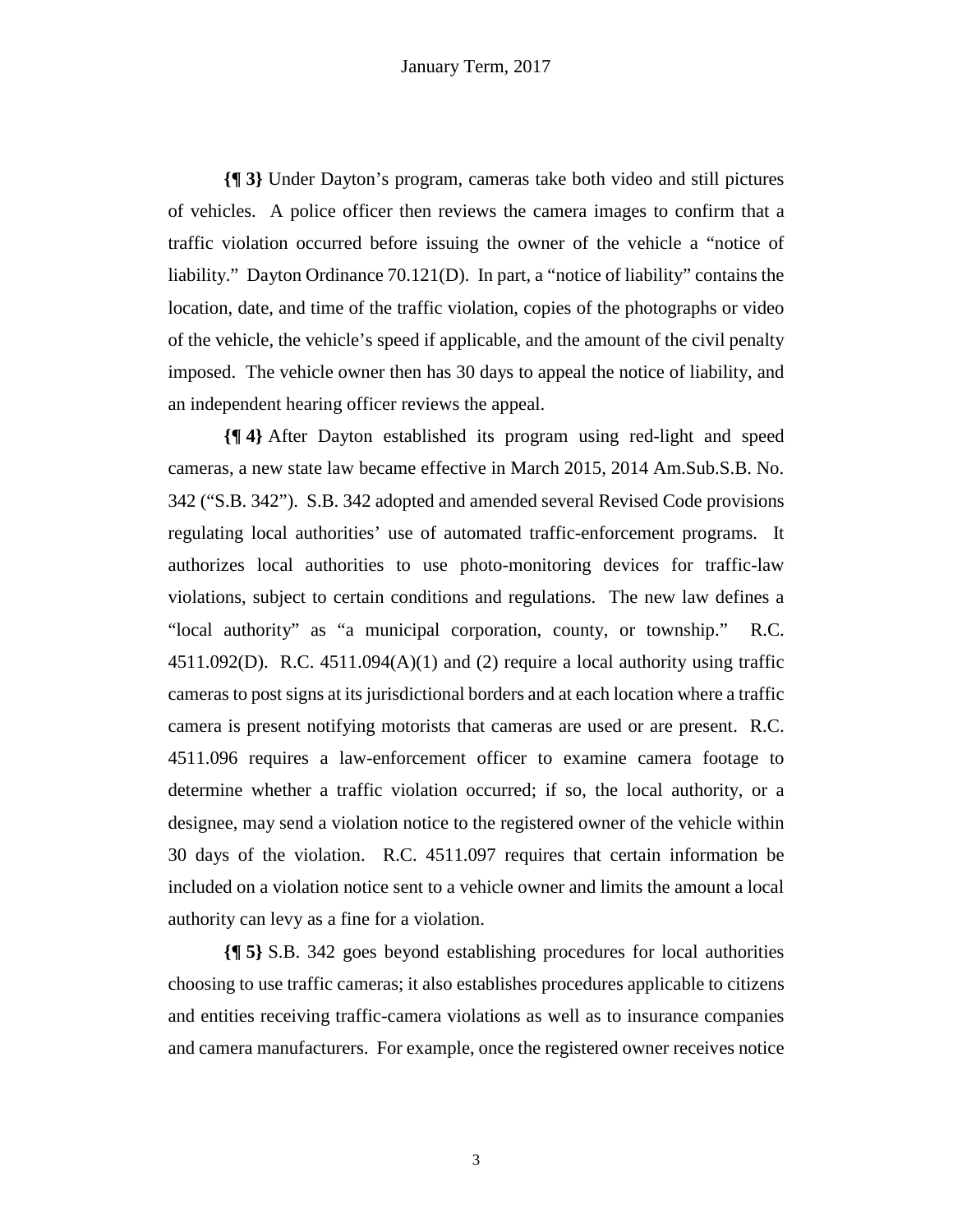**{¶ 3}** Under Dayton's program, cameras take both video and still pictures of vehicles. A police officer then reviews the camera images to confirm that a traffic violation occurred before issuing the owner of the vehicle a "notice of liability." Dayton Ordinance 70.121(D). In part, a "notice of liability" contains the location, date, and time of the traffic violation, copies of the photographs or video of the vehicle, the vehicle's speed if applicable, and the amount of the civil penalty imposed. The vehicle owner then has 30 days to appeal the notice of liability, and an independent hearing officer reviews the appeal.

**{¶ 4}** After Dayton established its program using red-light and speed cameras, a new state law became effective in March 2015, 2014 Am.Sub.S.B. No. 342 ("S.B. 342"). S.B. 342 adopted and amended several Revised Code provisions regulating local authorities' use of automated traffic-enforcement programs. It authorizes local authorities to use photo-monitoring devices for traffic-law violations, subject to certain conditions and regulations. The new law defines a "local authority" as "a municipal corporation, county, or township." R.C. 4511.092(D). R.C. 4511.094(A)(1) and (2) require a local authority using traffic cameras to post signs at its jurisdictional borders and at each location where a traffic camera is present notifying motorists that cameras are used or are present. R.C. 4511.096 requires a law-enforcement officer to examine camera footage to determine whether a traffic violation occurred; if so, the local authority, or a designee, may send a violation notice to the registered owner of the vehicle within 30 days of the violation. R.C. 4511.097 requires that certain information be included on a violation notice sent to a vehicle owner and limits the amount a local authority can levy as a fine for a violation.

**{¶ 5}** S.B. 342 goes beyond establishing procedures for local authorities choosing to use traffic cameras; it also establishes procedures applicable to citizens and entities receiving traffic-camera violations as well as to insurance companies and camera manufacturers. For example, once the registered owner receives notice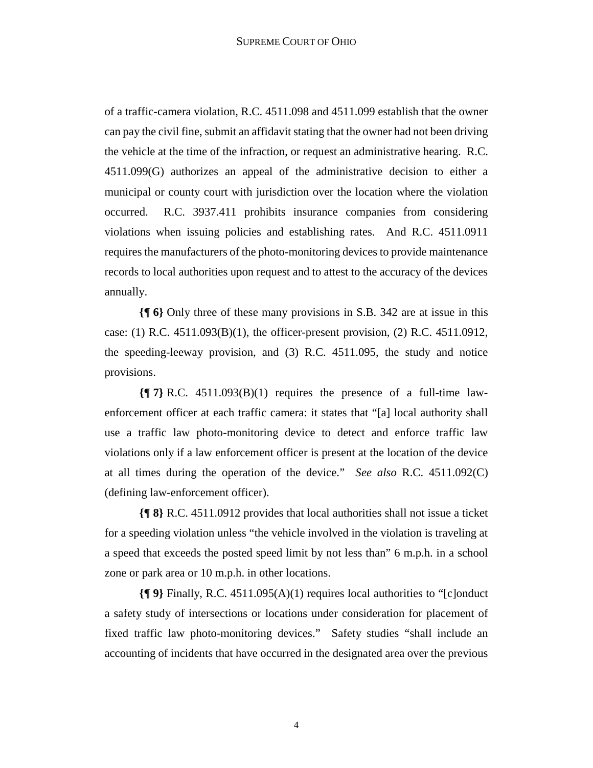of a traffic-camera violation, R.C. 4511.098 and 4511.099 establish that the owner can pay the civil fine, submit an affidavit stating that the owner had not been driving the vehicle at the time of the infraction, or request an administrative hearing. R.C. 4511.099(G) authorizes an appeal of the administrative decision to either a municipal or county court with jurisdiction over the location where the violation occurred. R.C. 3937.411 prohibits insurance companies from considering violations when issuing policies and establishing rates. And R.C. 4511.0911 requires the manufacturers of the photo-monitoring devices to provide maintenance records to local authorities upon request and to attest to the accuracy of the devices annually.

**{¶ 6}** Only three of these many provisions in S.B. 342 are at issue in this case: (1) R.C. 4511.093(B)(1), the officer-present provision, (2) R.C. 4511.0912, the speeding-leeway provision, and (3) R.C. 4511.095, the study and notice provisions.

**{¶ 7}** R.C. 4511.093(B)(1) requires the presence of a full-time law-enforcement officer at each traffic camera: it states that "[a] local authority shall use a traffic law photo-monitoring device to detect and enforce traffic law violations only if a law enforcement officer is present at the location of the device at all times during the operation of the device." *See also* R.C. 4511.092(C) (defining law-enforcement officer).

**{¶ 8}** R.C. 4511.0912 provides that local authorities shall not issue a ticket for a speeding violation unless "the vehicle involved in the violation is traveling at a speed that exceeds the posted speed limit by not less than" 6 m.p.h. in a school zone or park area or 10 m.p.h. in other locations.

**{¶ 9}** Finally, R.C. 4511.095(A)(1) requires local authorities to "[c]onduct a safety study of intersections or locations under consideration for placement of fixed traffic law photo-monitoring devices." Safety studies "shall include an accounting of incidents that have occurred in the designated area over the previous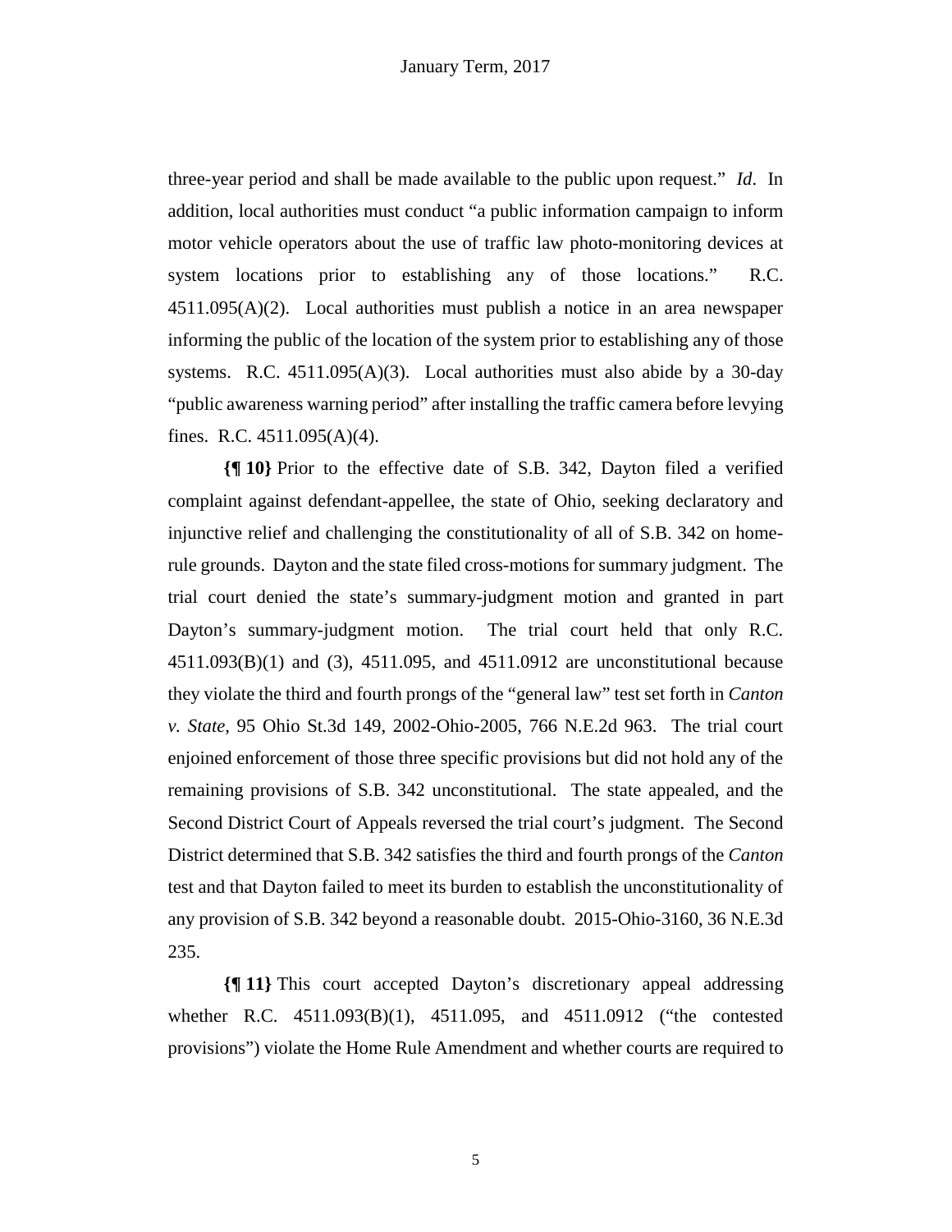three-year period and shall be made available to the public upon request." *Id*. In addition, local authorities must conduct "a public information campaign to inform motor vehicle operators about the use of traffic law photo-monitoring devices at system locations prior to establishing any of those locations." R.C. 4511.095(A)(2). Local authorities must publish a notice in an area newspaper informing the public of the location of the system prior to establishing any of those systems. R.C. 4511.095(A)(3). Local authorities must also abide by a 30-day "public awareness warning period" after installing the traffic camera before levying fines. R.C. 4511.095(A)(4).

**{¶ 10}** Prior to the effective date of S.B. 342, Dayton filed a verified complaint against defendant-appellee, the state of Ohio, seeking declaratory and injunctive relief and challenging the constitutionality of all of S.B. 342 on home-rule grounds. Dayton and the state filed cross-motions for summary judgment. The trial court denied the state's summary-judgment motion and granted in part Dayton's summary-judgment motion. The trial court held that only R.C. 4511.093(B)(1) and (3), 4511.095, and 4511.0912 are unconstitutional because they violate the third and fourth prongs of the "general law" test set forth in *Canton v. State*, 95 Ohio St.3d 149, 2002-Ohio-2005, 766 N.E.2d 963. The trial court enjoined enforcement of those three specific provisions but did not hold any of the remaining provisions of S.B. 342 unconstitutional. The state appealed, and the Second District Court of Appeals reversed the trial court's judgment. The Second District determined that S.B. 342 satisfies the third and fourth prongs of the *Canton* test and that Dayton failed to meet its burden to establish the unconstitutionality of any provision of S.B. 342 beyond a reasonable doubt. 2015-Ohio-3160, 36 N.E.3d 235.

**{¶ 11}** This court accepted Dayton's discretionary appeal addressing whether R.C. 4511.093(B)(1), 4511.095, and 4511.0912 ("the contested provisions") violate the Home Rule Amendment and whether courts are required to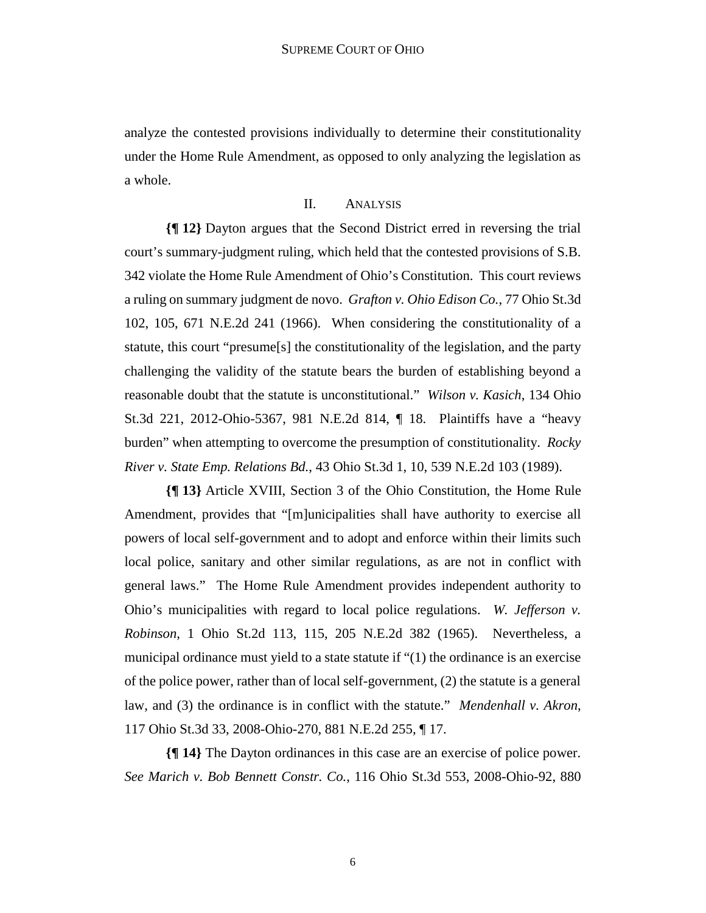analyze the contested provisions individually to determine their constitutionality under the Home Rule Amendment, as opposed to only analyzing the legislation as a whole.

## II. ANALYSIS

**{¶ 12}** Dayton argues that the Second District erred in reversing the trial court's summary-judgment ruling, which held that the contested provisions of S.B. 342 violate the Home Rule Amendment of Ohio's Constitution. This court reviews a ruling on summary judgment de novo. *Grafton v. Ohio Edison Co.*, 77 Ohio St.3d 102, 105, 671 N.E.2d 241 (1966). When considering the constitutionality of a statute, this court "presume[s] the constitutionality of the legislation, and the party challenging the validity of the statute bears the burden of establishing beyond a reasonable doubt that the statute is unconstitutional." *Wilson v. Kasich*, 134 Ohio St.3d 221, 2012-Ohio-5367, 981 N.E.2d 814, ¶ 18. Plaintiffs have a "heavy burden" when attempting to overcome the presumption of constitutionality. *Rocky River v. State Emp. Relations Bd.*, 43 Ohio St.3d 1, 10, 539 N.E.2d 103 (1989).

**{¶ 13}** Article XVIII, Section 3 of the Ohio Constitution, the Home Rule Amendment, provides that "[m]unicipalities shall have authority to exercise all powers of local self-government and to adopt and enforce within their limits such local police, sanitary and other similar regulations, as are not in conflict with general laws." The Home Rule Amendment provides independent authority to Ohio's municipalities with regard to local police regulations. *W. Jefferson v. Robinson*, 1 Ohio St.2d 113, 115, 205 N.E.2d 382 (1965). Nevertheless, a municipal ordinance must yield to a state statute if "(1) the ordinance is an exercise of the police power, rather than of local self-government, (2) the statute is a general law, and (3) the ordinance is in conflict with the statute." *Mendenhall v. Akron*, 117 Ohio St.3d 33, 2008-Ohio-270, 881 N.E.2d 255, ¶ 17.

**{¶ 14}** The Dayton ordinances in this case are an exercise of police power. *See Marich v. Bob Bennett Constr. Co.*, 116 Ohio St.3d 553, 2008-Ohio-92, 880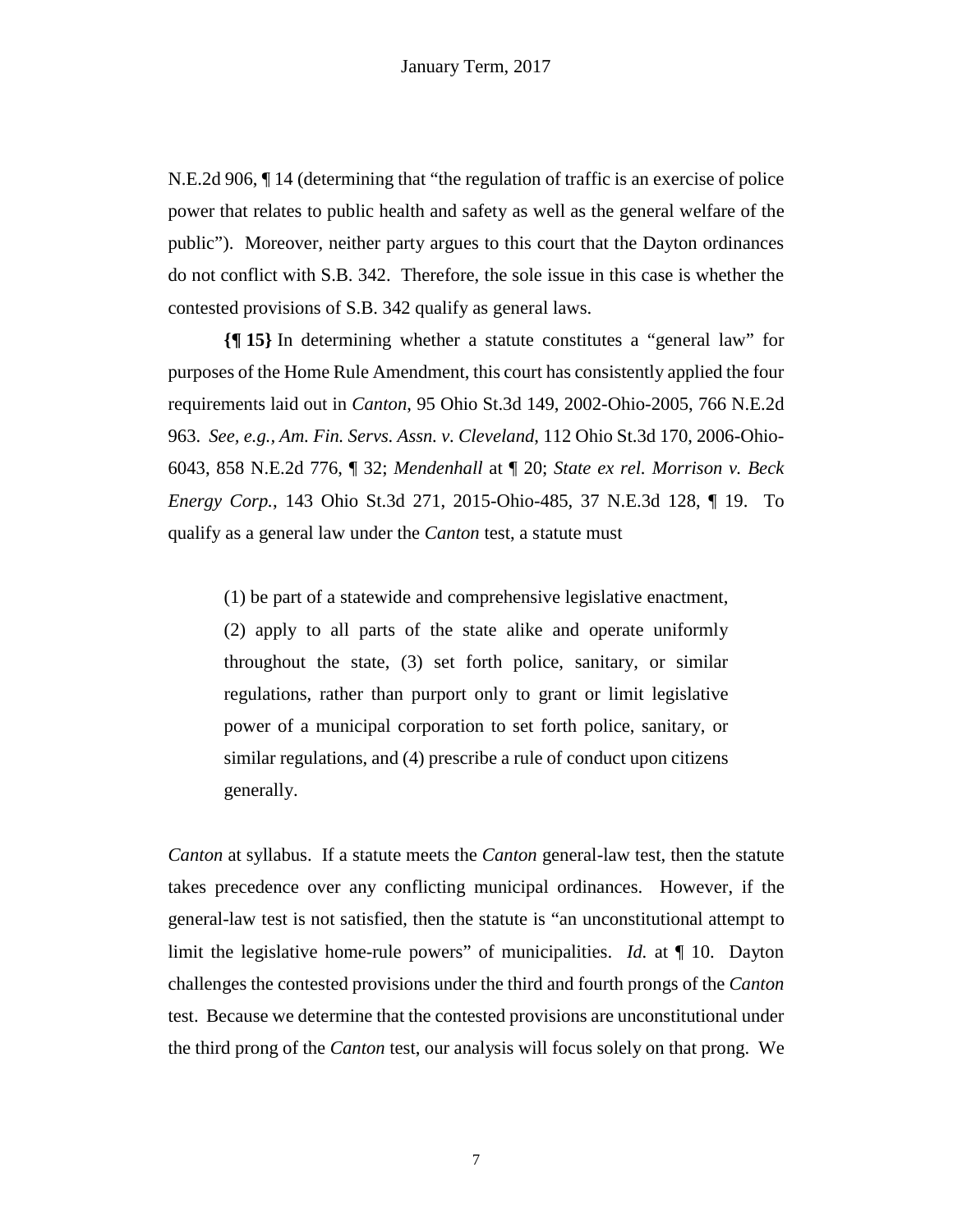N.E.2d 906, ¶ 14 (determining that "the regulation of traffic is an exercise of police power that relates to public health and safety as well as the general welfare of the public"). Moreover, neither party argues to this court that the Dayton ordinances do not conflict with S.B. 342. Therefore, the sole issue in this case is whether the contested provisions of S.B. 342 qualify as general laws.

**{¶ 15}** In determining whether a statute constitutes a "general law" for purposes of the Home Rule Amendment, this court has consistently applied the four requirements laid out in *Canton*, 95 Ohio St.3d 149, 2002-Ohio-2005, 766 N.E.2d 963. *See, e.g., Am. Fin. Servs. Assn. v. Cleveland*, 112 Ohio St.3d 170, 2006-Ohio-6043, 858 N.E.2d 776, ¶ 32; *Mendenhall* at ¶ 20; *State ex rel. Morrison v. Beck Energy Corp.*, 143 Ohio St.3d 271, 2015-Ohio-485, 37 N.E.3d 128, ¶ 19. To qualify as a general law under the *Canton* test, a statute must

> (1) be part of a statewide and comprehensive legislative enactment, (2) apply to all parts of the state alike and operate uniformly throughout the state, (3) set forth police, sanitary, or similar regulations, rather than purport only to grant or limit legislative power of a municipal corporation to set forth police, sanitary, or similar regulations, and (4) prescribe a rule of conduct upon citizens generally.

*Canton* at syllabus. If a statute meets the *Canton* general-law test, then the statute takes precedence over any conflicting municipal ordinances. However, if the general-law test is not satisfied, then the statute is "an unconstitutional attempt to limit the legislative home-rule powers" of municipalities. *Id.* at ¶ 10. Dayton challenges the contested provisions under the third and fourth prongs of the *Canton* test. Because we determine that the contested provisions are unconstitutional under the third prong of the *Canton* test, our analysis will focus solely on that prong. We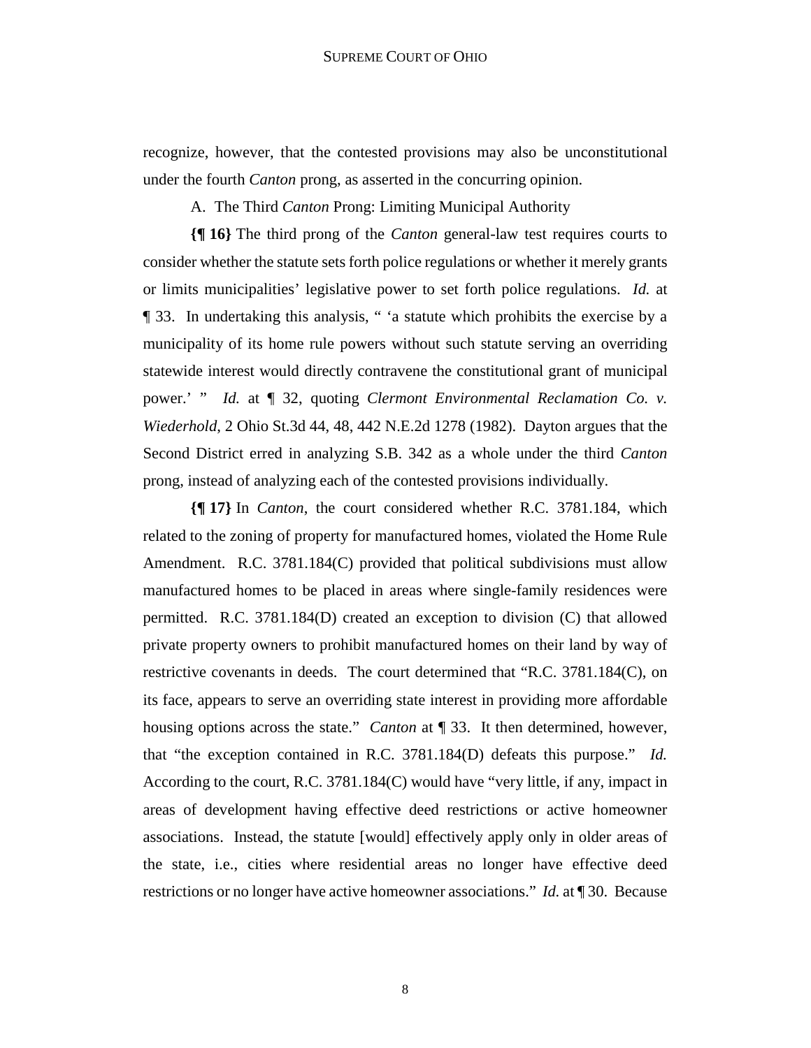recognize, however, that the contested provisions may also be unconstitutional under the fourth *Canton* prong, as asserted in the concurring opinion.

A. The Third *Canton* Prong: Limiting Municipal Authority

**{¶ 16}** The third prong of the *Canton* general-law test requires courts to consider whether the statute sets forth police regulations or whether it merely grants or limits municipalities' legislative power to set forth police regulations. *Id.* at ¶ 33. In undertaking this analysis, " 'a statute which prohibits the exercise by a municipality of its home rule powers without such statute serving an overriding statewide interest would directly contravene the constitutional grant of municipal power.' " *Id.* at ¶ 32, quoting *Clermont Environmental Reclamation Co. v. Wiederhold*, 2 Ohio St.3d 44, 48, 442 N.E.2d 1278 (1982). Dayton argues that the Second District erred in analyzing S.B. 342 as a whole under the third *Canton* prong, instead of analyzing each of the contested provisions individually.

**{¶ 17}** In *Canton*, the court considered whether R.C. 3781.184, which related to the zoning of property for manufactured homes, violated the Home Rule Amendment. R.C. 3781.184(C) provided that political subdivisions must allow manufactured homes to be placed in areas where single-family residences were permitted. R.C. 3781.184(D) created an exception to division (C) that allowed private property owners to prohibit manufactured homes on their land by way of restrictive covenants in deeds. The court determined that "R.C. 3781.184(C), on its face, appears to serve an overriding state interest in providing more affordable housing options across the state." *Canton* at ¶ 33. It then determined, however, that "the exception contained in R.C. 3781.184(D) defeats this purpose." *Id.* According to the court, R.C. 3781.184(C) would have "very little, if any, impact in areas of development having effective deed restrictions or active homeowner associations. Instead, the statute [would] effectively apply only in older areas of the state, i.e., cities where residential areas no longer have effective deed restrictions or no longer have active homeowner associations." *Id.* at ¶ 30. Because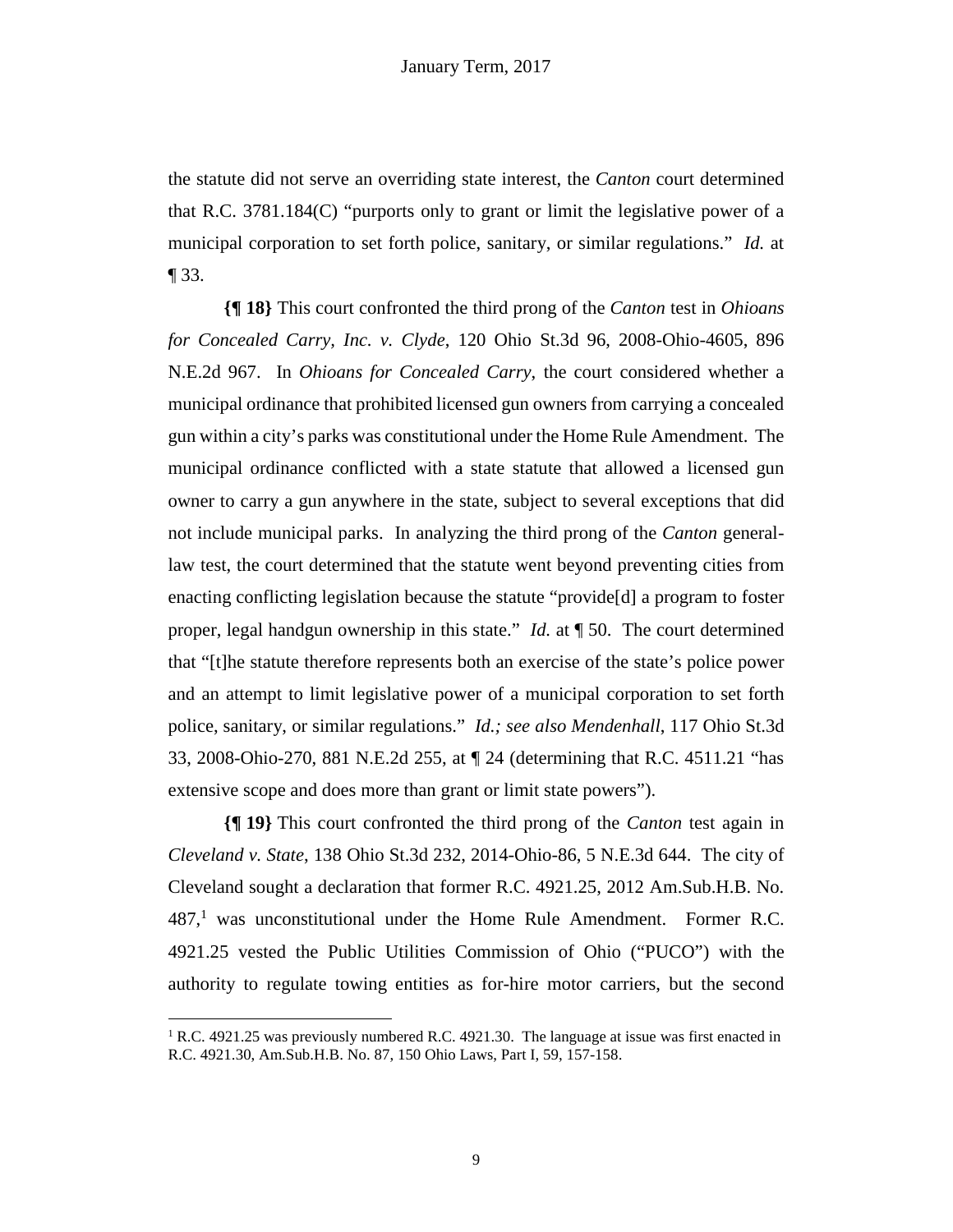the statute did not serve an overriding state interest, the *Canton* court determined that R.C. 3781.184(C) "purports only to grant or limit the legislative power of a municipal corporation to set forth police, sanitary, or similar regulations." *Id.* at ¶ 33.

**{¶ 18}** This court confronted the third prong of the *Canton* test in *Ohioans for Concealed Carry, Inc. v. Clyde*, 120 Ohio St.3d 96, 2008-Ohio-4605, 896 N.E.2d 967. In *Ohioans for Concealed Carry*, the court considered whether a municipal ordinance that prohibited licensed gun owners from carrying a concealed gun within a city's parks was constitutional under the Home Rule Amendment. The municipal ordinance conflicted with a state statute that allowed a licensed gun owner to carry a gun anywhere in the state, subject to several exceptions that did not include municipal parks. In analyzing the third prong of the *Canton* general-law test, the court determined that the statute went beyond preventing cities from enacting conflicting legislation because the statute "provide[d] a program to foster proper, legal handgun ownership in this state." *Id.* at ¶ 50. The court determined that "[t]he statute therefore represents both an exercise of the state's police power and an attempt to limit legislative power of a municipal corporation to set forth police, sanitary, or similar regulations." *Id.; see also Mendenhall*, 117 Ohio St.3d 33, 2008-Ohio-270, 881 N.E.2d 255, at ¶ 24 (determining that R.C. 4511.21 "has extensive scope and does more than grant or limit state powers").

**{¶ 19}** This court confronted the third prong of the *Canton* test again in *Cleveland v. State*, 138 Ohio St.3d 232, 2014-Ohio-86, 5 N.E.3d 644. The city of Cleveland sought a declaration that former R.C. 4921.25, 2012 Am.Sub.H.B. No. 487,[1] was unconstitutional under the Home Rule Amendment. Former R.C. 4921.25 vested the Public Utilities Commission of Ohio ("PUCO") with the authority to regulate towing entities as for-hire motor carriers, but the second

---

[1] R.C. 4921.25 was previously numbered R.C. 4921.30. The language at issue was first enacted in R.C. 4921.30, Am.Sub.H.B. No. 87, 150 Ohio Laws, Part I, 59, 157-158.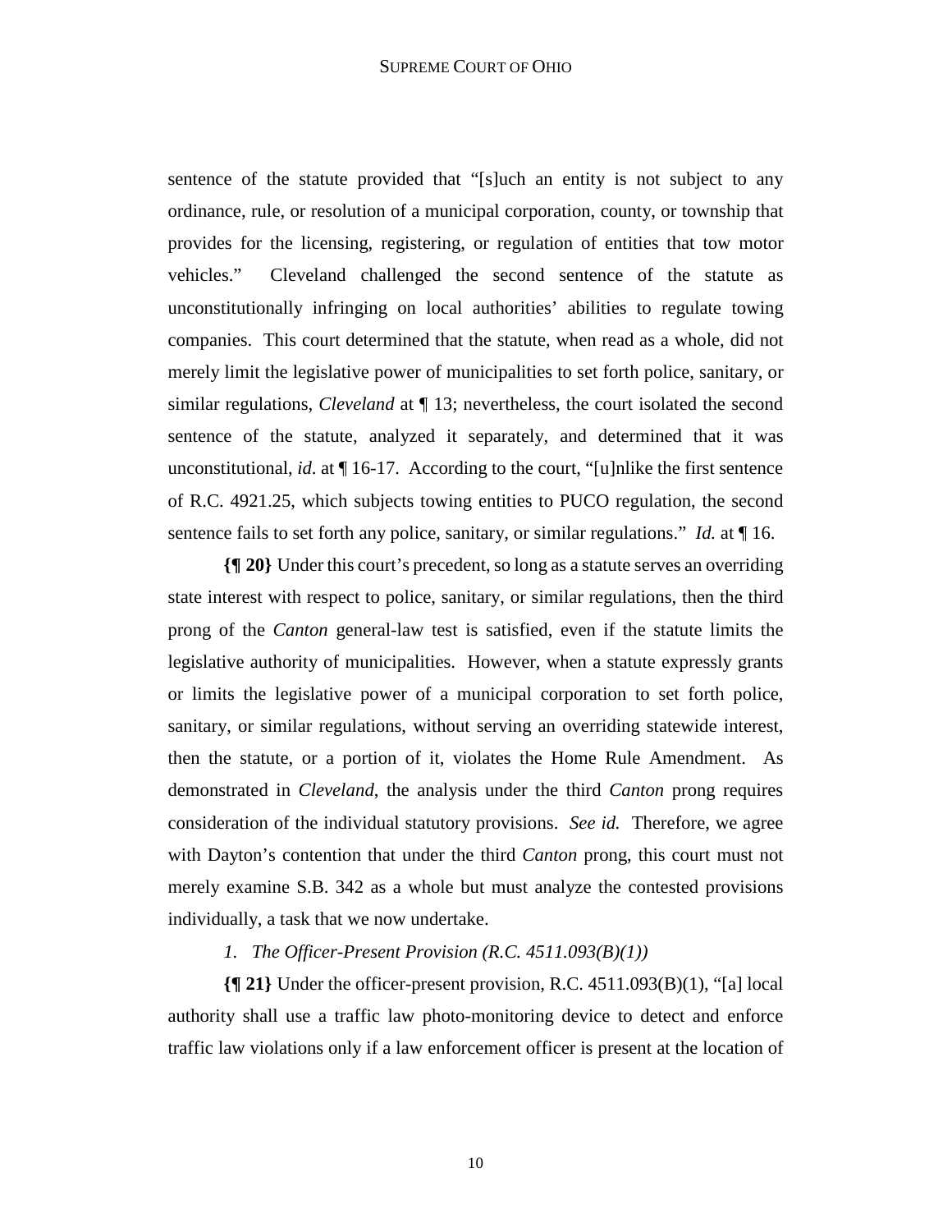sentence of the statute provided that "[s]uch an entity is not subject to any ordinance, rule, or resolution of a municipal corporation, county, or township that provides for the licensing, registering, or regulation of entities that tow motor vehicles." Cleveland challenged the second sentence of the statute as unconstitutionally infringing on local authorities' abilities to regulate towing companies. This court determined that the statute, when read as a whole, did not merely limit the legislative power of municipalities to set forth police, sanitary, or similar regulations, *Cleveland* at ¶ 13; nevertheless, the court isolated the second sentence of the statute, analyzed it separately, and determined that it was unconstitutional, *id.* at ¶ 16-17. According to the court, "[u]nlike the first sentence of R.C. 4921.25, which subjects towing entities to PUCO regulation, the second sentence fails to set forth any police, sanitary, or similar regulations." *Id.* at ¶ 16.

**{¶ 20}** Under this court's precedent, so long as a statute serves an overriding state interest with respect to police, sanitary, or similar regulations, then the third prong of the *Canton* general-law test is satisfied, even if the statute limits the legislative authority of municipalities. However, when a statute expressly grants or limits the legislative power of a municipal corporation to set forth police, sanitary, or similar regulations, without serving an overriding statewide interest, then the statute, or a portion of it, violates the Home Rule Amendment. As demonstrated in *Cleveland*, the analysis under the third *Canton* prong requires consideration of the individual statutory provisions. *See id.* Therefore, we agree with Dayton's contention that under the third *Canton* prong, this court must not merely examine S.B. 342 as a whole but must analyze the contested provisions individually, a task that we now undertake.

*1. The Officer-Present Provision (R.C. 4511.093(B)(1))*

**{¶ 21}** Under the officer-present provision, R.C. 4511.093(B)(1), "[a] local authority shall use a traffic law photo-monitoring device to detect and enforce traffic law violations only if a law enforcement officer is present at the location of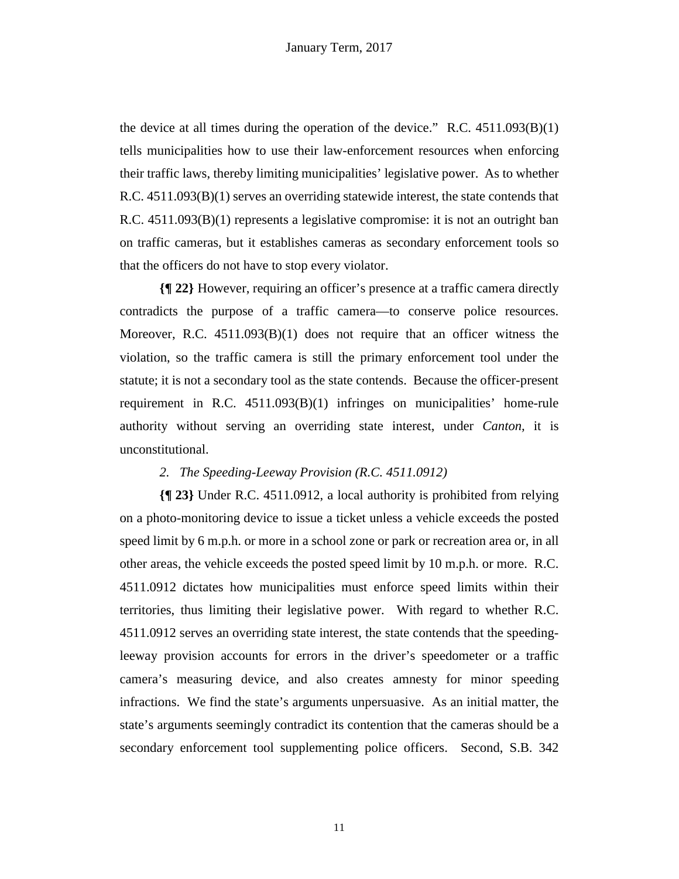the device at all times during the operation of the device." R.C. 4511.093(B)(1) tells municipalities how to use their law-enforcement resources when enforcing their traffic laws, thereby limiting municipalities' legislative power. As to whether R.C. 4511.093(B)(1) serves an overriding statewide interest, the state contends that R.C. 4511.093(B)(1) represents a legislative compromise: it is not an outright ban on traffic cameras, but it establishes cameras as secondary enforcement tools so that the officers do not have to stop every violator.

**{¶ 22}** However, requiring an officer's presence at a traffic camera directly contradicts the purpose of a traffic camera—to conserve police resources. Moreover, R.C. 4511.093(B)(1) does not require that an officer witness the violation, so the traffic camera is still the primary enforcement tool under the statute; it is not a secondary tool as the state contends. Because the officer-present requirement in R.C. 4511.093(B)(1) infringes on municipalities' home-rule authority without serving an overriding state interest, under *Canton*, it is unconstitutional.

*2. The Speeding-Leeway Provision (R.C. 4511.0912)*

**{¶ 23}** Under R.C. 4511.0912, a local authority is prohibited from relying on a photo-monitoring device to issue a ticket unless a vehicle exceeds the posted speed limit by 6 m.p.h. or more in a school zone or park or recreation area or, in all other areas, the vehicle exceeds the posted speed limit by 10 m.p.h. or more. R.C. 4511.0912 dictates how municipalities must enforce speed limits within their territories, thus limiting their legislative power. With regard to whether R.C. 4511.0912 serves an overriding state interest, the state contends that the speeding-leeway provision accounts for errors in the driver's speedometer or a traffic camera's measuring device, and also creates amnesty for minor speeding infractions. We find the state's arguments unpersuasive. As an initial matter, the state's arguments seemingly contradict its contention that the cameras should be a secondary enforcement tool supplementing police officers. Second, S.B. 342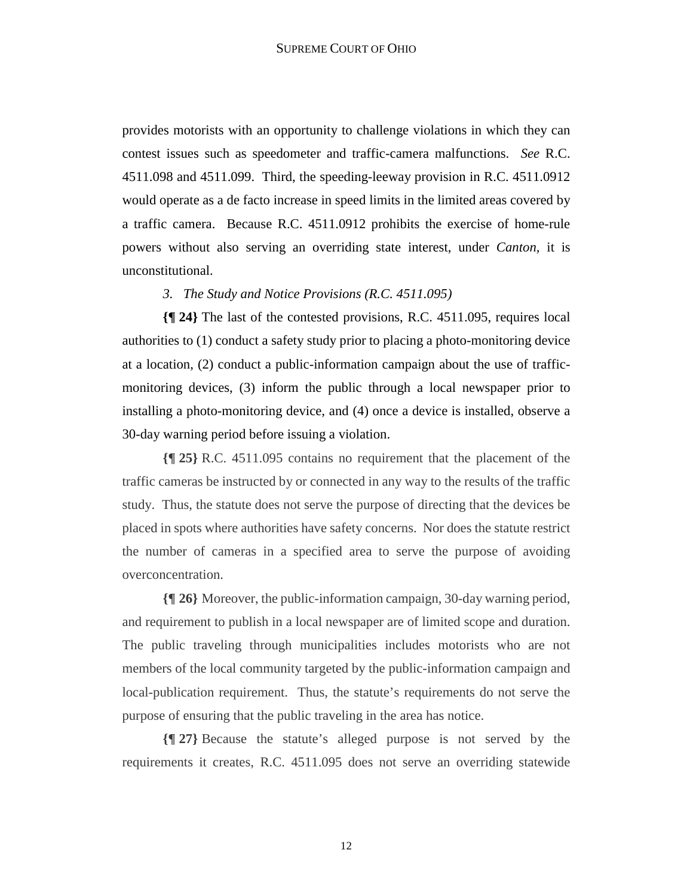provides motorists with an opportunity to challenge violations in which they can contest issues such as speedometer and traffic-camera malfunctions. *See* R.C. 4511.098 and 4511.099. Third, the speeding-leeway provision in R.C. 4511.0912 would operate as a de facto increase in speed limits in the limited areas covered by a traffic camera. Because R.C. 4511.0912 prohibits the exercise of home-rule powers without also serving an overriding state interest, under *Canton*, it is unconstitutional.

*3. The Study and Notice Provisions (R.C. 4511.095)*

**{¶ 24}** The last of the contested provisions, R.C. 4511.095, requires local authorities to (1) conduct a safety study prior to placing a photo-monitoring device at a location, (2) conduct a public-information campaign about the use of traffic-monitoring devices, (3) inform the public through a local newspaper prior to installing a photo-monitoring device, and (4) once a device is installed, observe a 30-day warning period before issuing a violation.

**{¶ 25}** R.C. 4511.095 contains no requirement that the placement of the traffic cameras be instructed by or connected in any way to the results of the traffic study. Thus, the statute does not serve the purpose of directing that the devices be placed in spots where authorities have safety concerns. Nor does the statute restrict the number of cameras in a specified area to serve the purpose of avoiding overconcentration.

**{¶ 26}** Moreover, the public-information campaign, 30-day warning period, and requirement to publish in a local newspaper are of limited scope and duration. The public traveling through municipalities includes motorists who are not members of the local community targeted by the public-information campaign and local-publication requirement. Thus, the statute's requirements do not serve the purpose of ensuring that the public traveling in the area has notice.

**{¶ 27}** Because the statute's alleged purpose is not served by the requirements it creates, R.C. 4511.095 does not serve an overriding statewide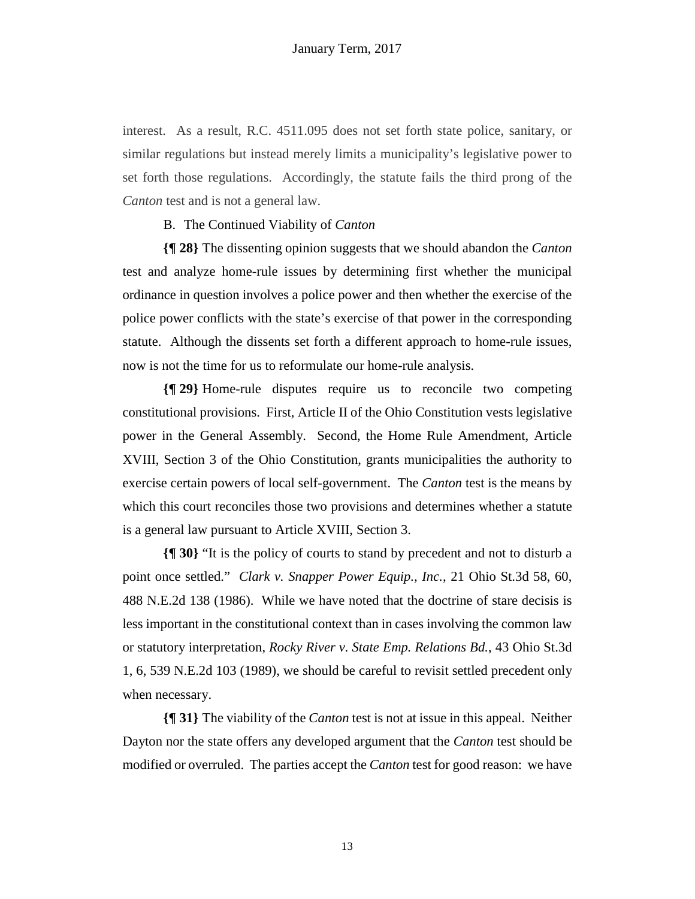interest. As a result, R.C. 4511.095 does not set forth state police, sanitary, or similar regulations but instead merely limits a municipality's legislative power to set forth those regulations. Accordingly, the statute fails the third prong of the *Canton* test and is not a general law.

B. The Continued Viability of *Canton*

**{¶ 28}** The dissenting opinion suggests that we should abandon the *Canton* test and analyze home-rule issues by determining first whether the municipal ordinance in question involves a police power and then whether the exercise of the police power conflicts with the state's exercise of that power in the corresponding statute. Although the dissents set forth a different approach to home-rule issues, now is not the time for us to reformulate our home-rule analysis.

**{¶ 29}** Home-rule disputes require us to reconcile two competing constitutional provisions. First, Article II of the Ohio Constitution vests legislative power in the General Assembly. Second, the Home Rule Amendment, Article XVIII, Section 3 of the Ohio Constitution, grants municipalities the authority to exercise certain powers of local self-government. The *Canton* test is the means by which this court reconciles those two provisions and determines whether a statute is a general law pursuant to Article XVIII, Section 3.

**{¶ 30}** "It is the policy of courts to stand by precedent and not to disturb a point once settled." *Clark v. Snapper Power Equip., Inc.*, 21 Ohio St.3d 58, 60, 488 N.E.2d 138 (1986). While we have noted that the doctrine of stare decisis is less important in the constitutional context than in cases involving the common law or statutory interpretation, *Rocky River v. State Emp. Relations Bd.*, 43 Ohio St.3d 1, 6, 539 N.E.2d 103 (1989), we should be careful to revisit settled precedent only when necessary.

**{¶ 31}** The viability of the *Canton* test is not at issue in this appeal. Neither Dayton nor the state offers any developed argument that the *Canton* test should be modified or overruled. The parties accept the *Canton* test for good reason: we have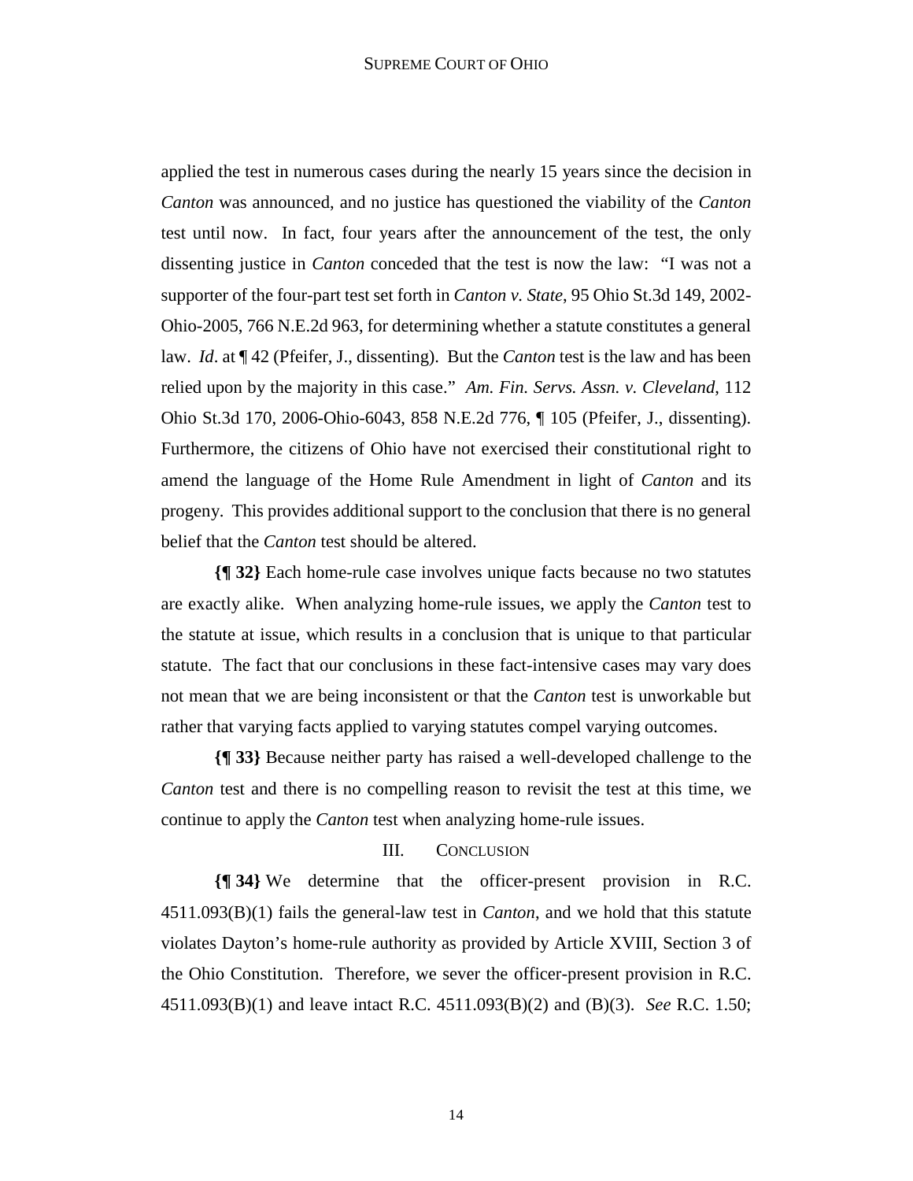applied the test in numerous cases during the nearly 15 years since the decision in *Canton* was announced, and no justice has questioned the viability of the *Canton* test until now. In fact, four years after the announcement of the test, the only dissenting justice in *Canton* conceded that the test is now the law: "I was not a supporter of the four-part test set forth in *Canton v. State*, 95 Ohio St.3d 149, 2002-Ohio-2005, 766 N.E.2d 963, for determining whether a statute constitutes a general law. *Id*. at ¶ 42 (Pfeifer, J., dissenting). But the *Canton* test is the law and has been relied upon by the majority in this case." *Am. Fin. Servs. Assn. v. Cleveland*, 112 Ohio St.3d 170, 2006-Ohio-6043, 858 N.E.2d 776, ¶ 105 (Pfeifer, J., dissenting). Furthermore, the citizens of Ohio have not exercised their constitutional right to amend the language of the Home Rule Amendment in light of *Canton* and its progeny. This provides additional support to the conclusion that there is no general belief that the *Canton* test should be altered.

**{¶ 32}** Each home-rule case involves unique facts because no two statutes are exactly alike. When analyzing home-rule issues, we apply the *Canton* test to the statute at issue, which results in a conclusion that is unique to that particular statute. The fact that our conclusions in these fact-intensive cases may vary does not mean that we are being inconsistent or that the *Canton* test is unworkable but rather that varying facts applied to varying statutes compel varying outcomes.

**{¶ 33}** Because neither party has raised a well-developed challenge to the *Canton* test and there is no compelling reason to revisit the test at this time, we continue to apply the *Canton* test when analyzing home-rule issues.

## III. CONCLUSION

**{¶ 34}** We determine that the officer-present provision in R.C. 4511.093(B)(1) fails the general-law test in *Canton*, and we hold that this statute violates Dayton's home-rule authority as provided by Article XVIII, Section 3 of the Ohio Constitution. Therefore, we sever the officer-present provision in R.C. 4511.093(B)(1) and leave intact R.C. 4511.093(B)(2) and (B)(3). *See* R.C. 1.50;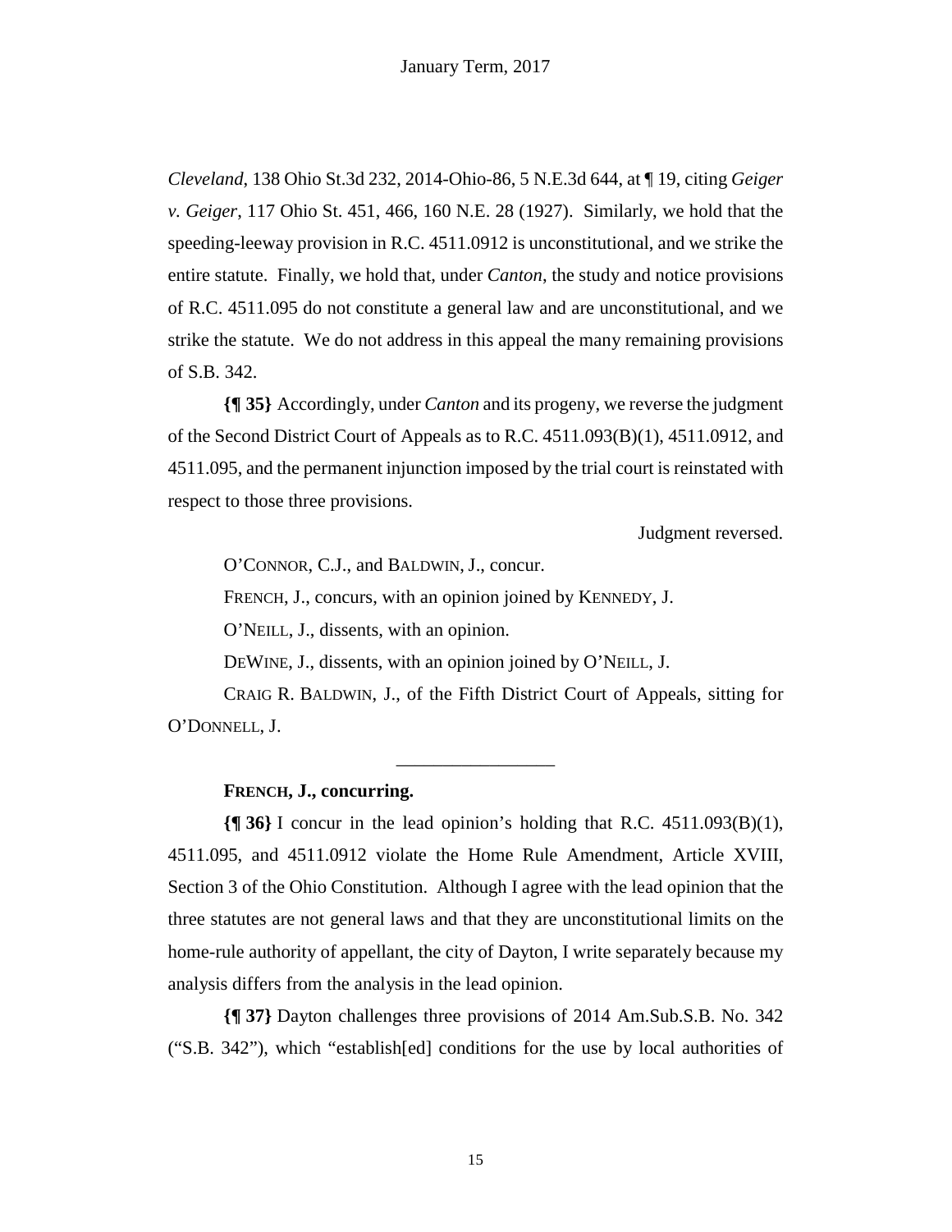*Cleveland*, 138 Ohio St.3d 232, 2014-Ohio-86, 5 N.E.3d 644, at ¶ 19, citing *Geiger v. Geiger*, 117 Ohio St. 451, 466, 160 N.E. 28 (1927). Similarly, we hold that the speeding-leeway provision in R.C. 4511.0912 is unconstitutional, and we strike the entire statute. Finally, we hold that, under *Canton*, the study and notice provisions of R.C. 4511.095 do not constitute a general law and are unconstitutional, and we strike the statute. We do not address in this appeal the many remaining provisions of S.B. 342.

**{¶ 35}** Accordingly, under *Canton* and its progeny, we reverse the judgment of the Second District Court of Appeals as to R.C. 4511.093(B)(1), 4511.0912, and 4511.095, and the permanent injunction imposed by the trial court is reinstated with respect to those three provisions.

Judgment reversed.

O'CONNOR, C.J., and BALDWIN, J., concur.

FRENCH, J., concurs, with an opinion joined by KENNEDY, J.

O'NEILL, J., dissents, with an opinion.

DEWINE, J., dissents, with an opinion joined by O'NEILL, J.

CRAIG R. BALDWIN, J., of the Fifth District Court of Appeals, sitting for O'DONNELL, J.

---

**FRENCH, J., concurring.**

**{¶ 36}** I concur in the lead opinion's holding that R.C. 4511.093(B)(1), 4511.095, and 4511.0912 violate the Home Rule Amendment, Article XVIII, Section 3 of the Ohio Constitution. Although I agree with the lead opinion that the three statutes are not general laws and that they are unconstitutional limits on the home-rule authority of appellant, the city of Dayton, I write separately because my analysis differs from the analysis in the lead opinion.

**{¶ 37}** Dayton challenges three provisions of 2014 Am.Sub.S.B. No. 342 ("S.B. 342"), which "establish[ed] conditions for the use by local authorities of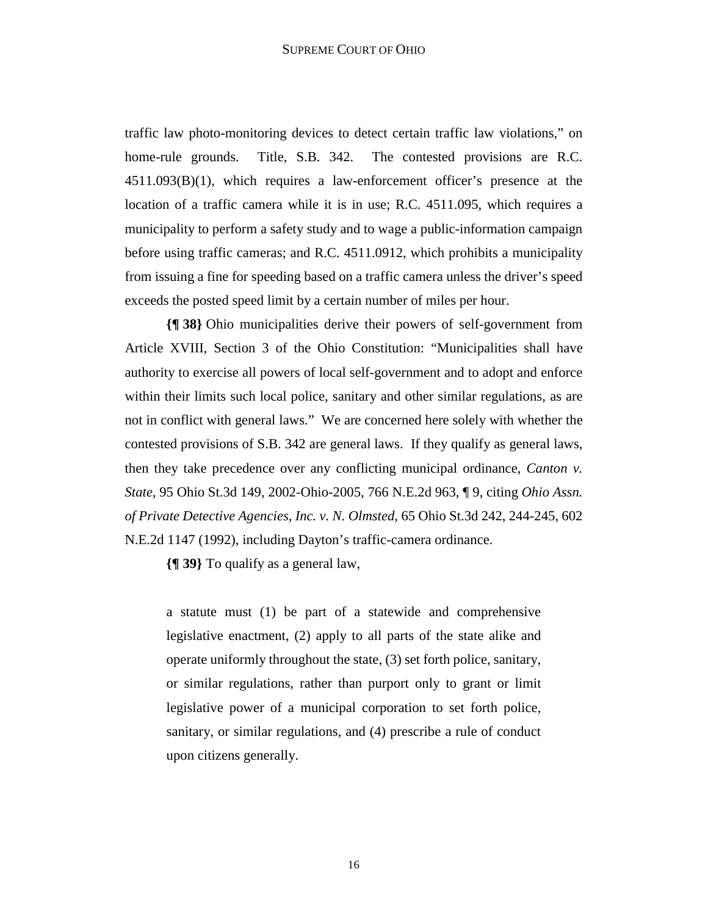traffic law photo-monitoring devices to detect certain traffic law violations," on home-rule grounds. Title, S.B. 342. The contested provisions are R.C. 4511.093(B)(1), which requires a law-enforcement officer's presence at the location of a traffic camera while it is in use; R.C. 4511.095, which requires a municipality to perform a safety study and to wage a public-information campaign before using traffic cameras; and R.C. 4511.0912, which prohibits a municipality from issuing a fine for speeding based on a traffic camera unless the driver's speed exceeds the posted speed limit by a certain number of miles per hour.

**{¶ 38}** Ohio municipalities derive their powers of self-government from Article XVIII, Section 3 of the Ohio Constitution: "Municipalities shall have authority to exercise all powers of local self-government and to adopt and enforce within their limits such local police, sanitary and other similar regulations, as are not in conflict with general laws." We are concerned here solely with whether the contested provisions of S.B. 342 are general laws. If they qualify as general laws, then they take precedence over any conflicting municipal ordinance, *Canton v. State*, 95 Ohio St.3d 149, 2002-Ohio-2005, 766 N.E.2d 963, ¶ 9, citing *Ohio Assn. of Private Detective Agencies, Inc. v. N. Olmsted*, 65 Ohio St.3d 242, 244-245, 602 N.E.2d 1147 (1992), including Dayton's traffic-camera ordinance.

**{¶ 39}** To qualify as a general law,

> a statute must (1) be part of a statewide and comprehensive legislative enactment, (2) apply to all parts of the state alike and operate uniformly throughout the state, (3) set forth police, sanitary, or similar regulations, rather than purport only to grant or limit legislative power of a municipal corporation to set forth police, sanitary, or similar regulations, and (4) prescribe a rule of conduct upon citizens generally.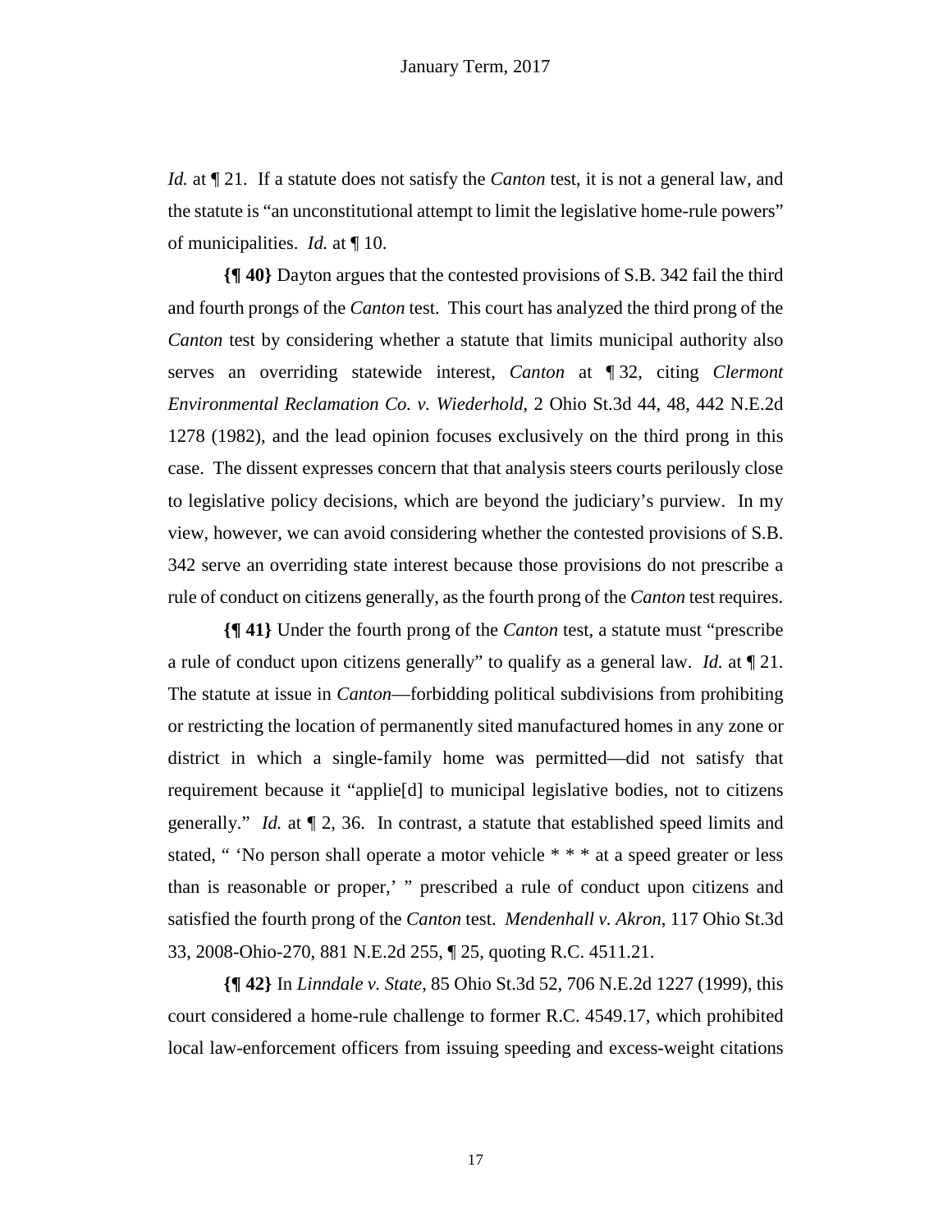*Id.* at ¶ 21. If a statute does not satisfy the *Canton* test, it is not a general law, and the statute is "an unconstitutional attempt to limit the legislative home-rule powers" of municipalities. *Id.* at ¶ 10.

**{¶ 40}** Dayton argues that the contested provisions of S.B. 342 fail the third and fourth prongs of the *Canton* test. This court has analyzed the third prong of the *Canton* test by considering whether a statute that limits municipal authority also serves an overriding statewide interest, *Canton* at ¶ 32, citing *Clermont Environmental Reclamation Co. v. Wiederhold*, 2 Ohio St.3d 44, 48, 442 N.E.2d 1278 (1982), and the lead opinion focuses exclusively on the third prong in this case. The dissent expresses concern that that analysis steers courts perilously close to legislative policy decisions, which are beyond the judiciary's purview. In my view, however, we can avoid considering whether the contested provisions of S.B. 342 serve an overriding state interest because those provisions do not prescribe a rule of conduct on citizens generally, as the fourth prong of the *Canton* test requires.

**{¶ 41}** Under the fourth prong of the *Canton* test, a statute must "prescribe a rule of conduct upon citizens generally" to qualify as a general law. *Id.* at ¶ 21. The statute at issue in *Canton*—forbidding political subdivisions from prohibiting or restricting the location of permanently sited manufactured homes in any zone or district in which a single-family home was permitted—did not satisfy that requirement because it "applie[d] to municipal legislative bodies, not to citizens generally." *Id.* at ¶ 2, 36. In contrast, a statute that established speed limits and stated, " 'No person shall operate a motor vehicle * * * at a speed greater or less than is reasonable or proper,' " prescribed a rule of conduct upon citizens and satisfied the fourth prong of the *Canton* test. *Mendenhall v. Akron*, 117 Ohio St.3d 33, 2008-Ohio-270, 881 N.E.2d 255, ¶ 25, quoting R.C. 4511.21.

**{¶ 42}** In *Linndale v. State*, 85 Ohio St.3d 52, 706 N.E.2d 1227 (1999), this court considered a home-rule challenge to former R.C. 4549.17, which prohibited local law-enforcement officers from issuing speeding and excess-weight citations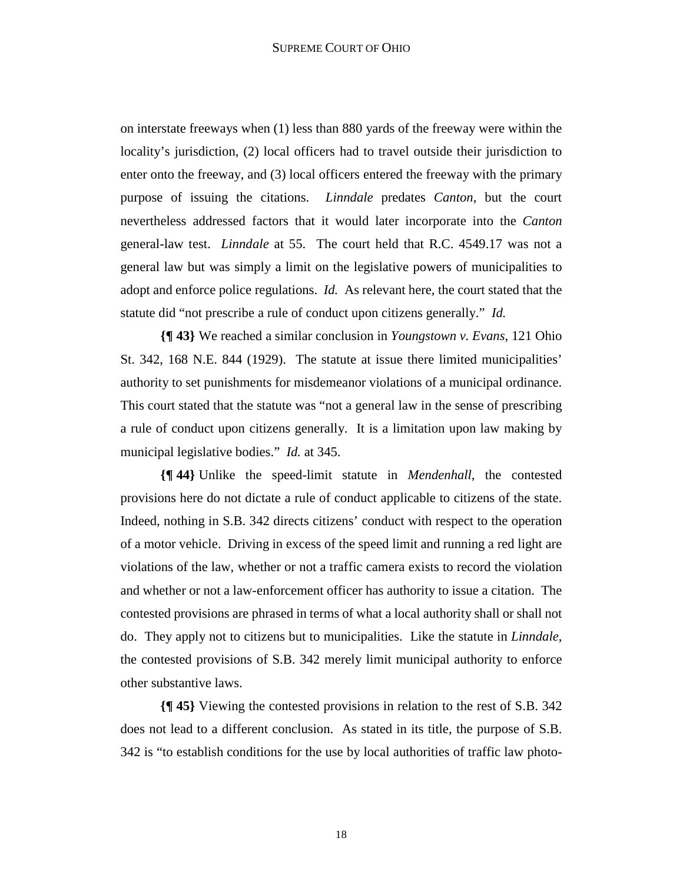on interstate freeways when (1) less than 880 yards of the freeway were within the locality's jurisdiction, (2) local officers had to travel outside their jurisdiction to enter onto the freeway, and (3) local officers entered the freeway with the primary purpose of issuing the citations. *Linndale* predates *Canton*, but the court nevertheless addressed factors that it would later incorporate into the *Canton* general-law test. *Linndale* at 55. The court held that R.C. 4549.17 was not a general law but was simply a limit on the legislative powers of municipalities to adopt and enforce police regulations. *Id.* As relevant here, the court stated that the statute did "not prescribe a rule of conduct upon citizens generally." *Id.*

**{¶ 43}** We reached a similar conclusion in *Youngstown v. Evans*, 121 Ohio St. 342, 168 N.E. 844 (1929). The statute at issue there limited municipalities' authority to set punishments for misdemeanor violations of a municipal ordinance. This court stated that the statute was "not a general law in the sense of prescribing a rule of conduct upon citizens generally. It is a limitation upon law making by municipal legislative bodies." *Id.* at 345.

**{¶ 44}** Unlike the speed-limit statute in *Mendenhall*, the contested provisions here do not dictate a rule of conduct applicable to citizens of the state. Indeed, nothing in S.B. 342 directs citizens' conduct with respect to the operation of a motor vehicle. Driving in excess of the speed limit and running a red light are violations of the law, whether or not a traffic camera exists to record the violation and whether or not a law-enforcement officer has authority to issue a citation. The contested provisions are phrased in terms of what a local authority shall or shall not do. They apply not to citizens but to municipalities. Like the statute in *Linndale*, the contested provisions of S.B. 342 merely limit municipal authority to enforce other substantive laws.

**{¶ 45}** Viewing the contested provisions in relation to the rest of S.B. 342 does not lead to a different conclusion. As stated in its title, the purpose of S.B. 342 is "to establish conditions for the use by local authorities of traffic law photo-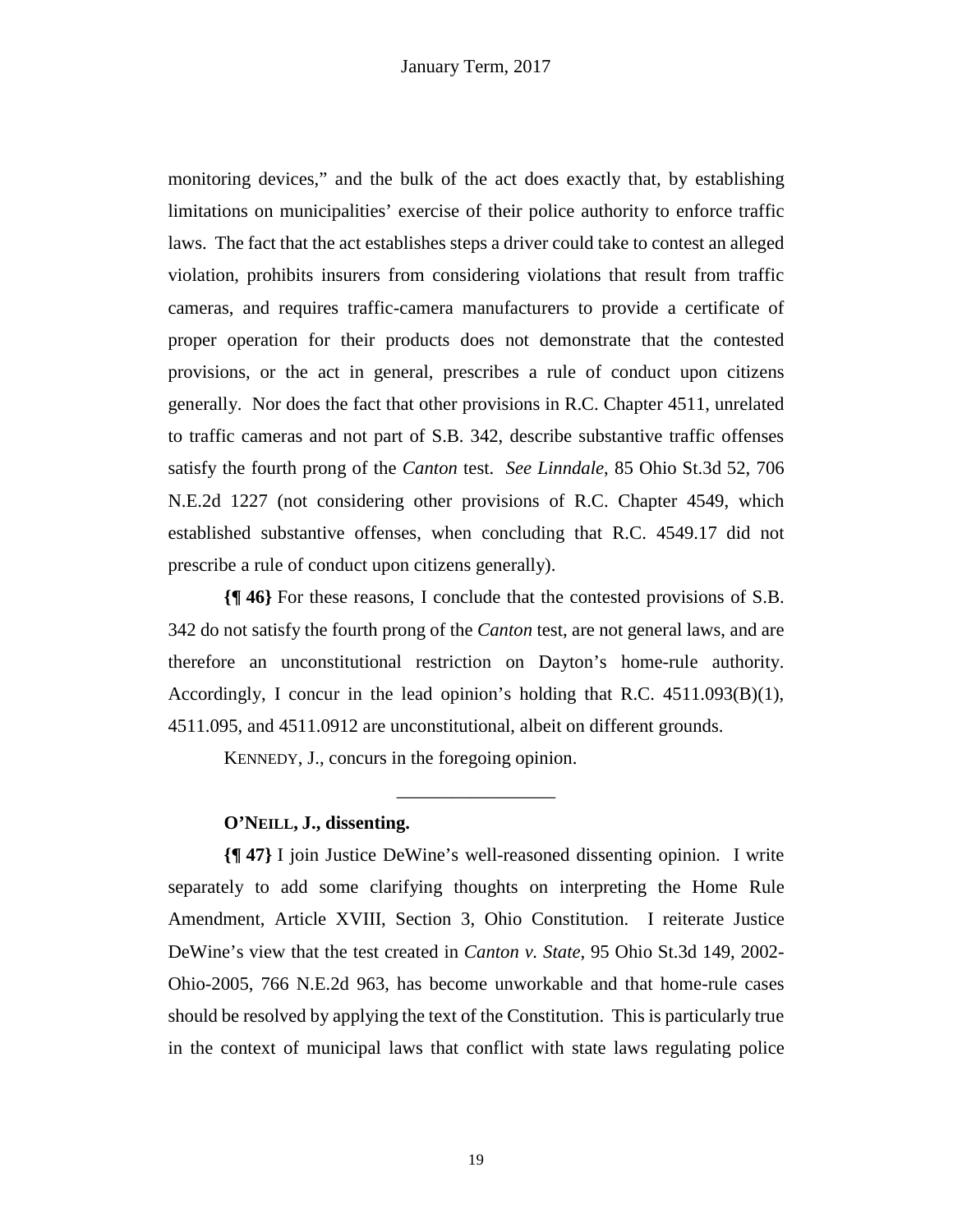monitoring devices," and the bulk of the act does exactly that, by establishing limitations on municipalities' exercise of their police authority to enforce traffic laws. The fact that the act establishes steps a driver could take to contest an alleged violation, prohibits insurers from considering violations that result from traffic cameras, and requires traffic-camera manufacturers to provide a certificate of proper operation for their products does not demonstrate that the contested provisions, or the act in general, prescribes a rule of conduct upon citizens generally. Nor does the fact that other provisions in R.C. Chapter 4511, unrelated to traffic cameras and not part of S.B. 342, describe substantive traffic offenses satisfy the fourth prong of the *Canton* test. *See Linndale*, 85 Ohio St.3d 52, 706 N.E.2d 1227 (not considering other provisions of R.C. Chapter 4549, which established substantive offenses, when concluding that R.C. 4549.17 did not prescribe a rule of conduct upon citizens generally).

**{¶ 46}** For these reasons, I conclude that the contested provisions of S.B. 342 do not satisfy the fourth prong of the *Canton* test, are not general laws, and are therefore an unconstitutional restriction on Dayton's home-rule authority. Accordingly, I concur in the lead opinion's holding that R.C. 4511.093(B)(1), 4511.095, and 4511.0912 are unconstitutional, albeit on different grounds.

KENNEDY, J., concurs in the foregoing opinion.

---

**O'NEILL, J., dissenting.**

**{¶ 47}** I join Justice DeWine's well-reasoned dissenting opinion. I write separately to add some clarifying thoughts on interpreting the Home Rule Amendment, Article XVIII, Section 3, Ohio Constitution. I reiterate Justice DeWine's view that the test created in *Canton v. State*, 95 Ohio St.3d 149, 2002-Ohio-2005, 766 N.E.2d 963, has become unworkable and that home-rule cases should be resolved by applying the text of the Constitution. This is particularly true in the context of municipal laws that conflict with state laws regulating police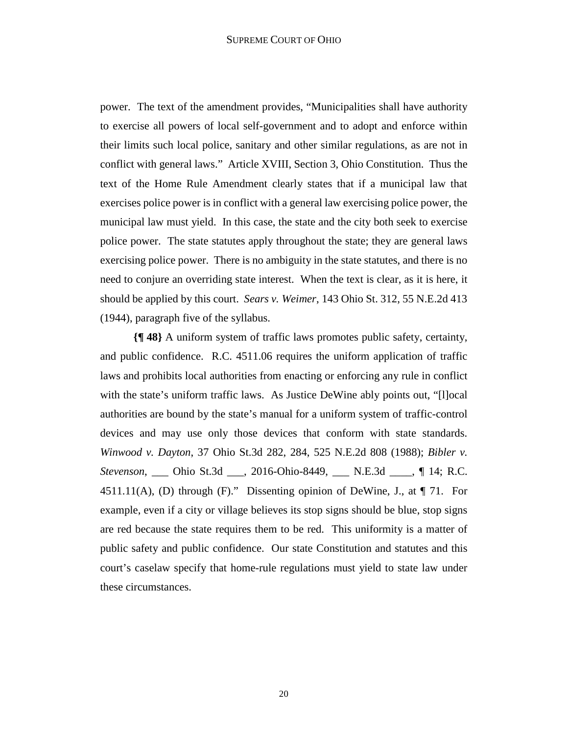power. The text of the amendment provides, "Municipalities shall have authority to exercise all powers of local self-government and to adopt and enforce within their limits such local police, sanitary and other similar regulations, as are not in conflict with general laws." Article XVIII, Section 3, Ohio Constitution. Thus the text of the Home Rule Amendment clearly states that if a municipal law that exercises police power is in conflict with a general law exercising police power, the municipal law must yield. In this case, the state and the city both seek to exercise police power. The state statutes apply throughout the state; they are general laws exercising police power. There is no ambiguity in the state statutes, and there is no need to conjure an overriding state interest. When the text is clear, as it is here, it should be applied by this court. *Sears v. Weimer*, 143 Ohio St. 312, 55 N.E.2d 413 (1944), paragraph five of the syllabus.

**{¶ 48}** A uniform system of traffic laws promotes public safety, certainty, and public confidence. R.C. 4511.06 requires the uniform application of traffic laws and prohibits local authorities from enacting or enforcing any rule in conflict with the state's uniform traffic laws. As Justice DeWine ably points out, "[l]ocal authorities are bound by the state's manual for a uniform system of traffic-control devices and may use only those devices that conform with state standards. *Winwood v. Dayton*, 37 Ohio St.3d 282, 284, 525 N.E.2d 808 (1988); *Bibler v. Stevenson*, ___ Ohio St.3d ___, 2016-Ohio-8449, ___ N.E.3d ____, ¶ 14; R.C. 4511.11(A), (D) through (F)." Dissenting opinion of DeWine, J., at ¶ 71. For example, even if a city or village believes its stop signs should be blue, stop signs are red because the state requires them to be red. This uniformity is a matter of public safety and public confidence. Our state Constitution and statutes and this court's caselaw specify that home-rule regulations must yield to state law under these circumstances.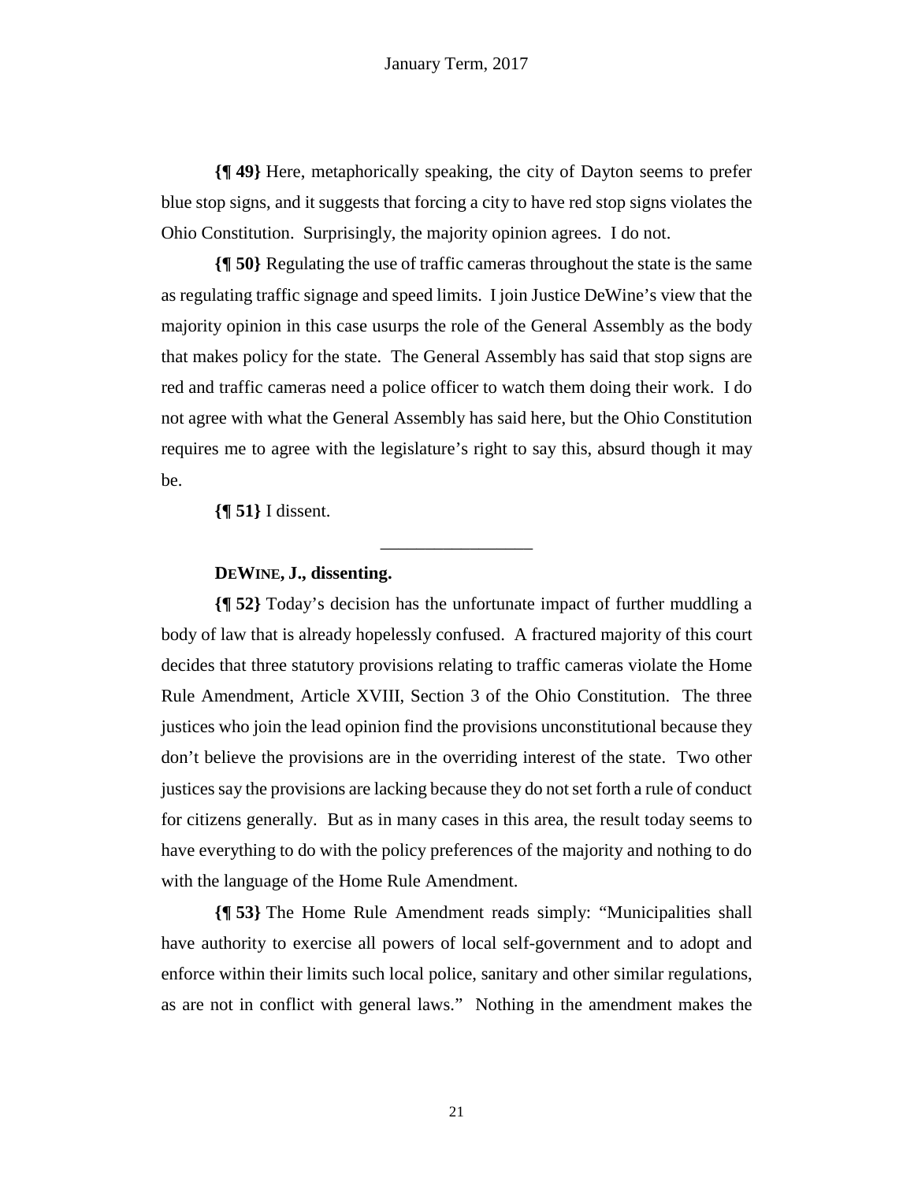**{¶ 49}** Here, metaphorically speaking, the city of Dayton seems to prefer blue stop signs, and it suggests that forcing a city to have red stop signs violates the Ohio Constitution. Surprisingly, the majority opinion agrees. I do not.

**{¶ 50}** Regulating the use of traffic cameras throughout the state is the same as regulating traffic signage and speed limits. I join Justice DeWine's view that the majority opinion in this case usurps the role of the General Assembly as the body that makes policy for the state. The General Assembly has said that stop signs are red and traffic cameras need a police officer to watch them doing their work. I do not agree with what the General Assembly has said here, but the Ohio Constitution requires me to agree with the legislature's right to say this, absurd though it may be.

**{¶ 51}** I dissent.

---

**DEWINE, J., dissenting.**

**{¶ 52}** Today's decision has the unfortunate impact of further muddling a body of law that is already hopelessly confused. A fractured majority of this court decides that three statutory provisions relating to traffic cameras violate the Home Rule Amendment, Article XVIII, Section 3 of the Ohio Constitution. The three justices who join the lead opinion find the provisions unconstitutional because they don't believe the provisions are in the overriding interest of the state. Two other justices say the provisions are lacking because they do not set forth a rule of conduct for citizens generally. But as in many cases in this area, the result today seems to have everything to do with the policy preferences of the majority and nothing to do with the language of the Home Rule Amendment.

**{¶ 53}** The Home Rule Amendment reads simply: "Municipalities shall have authority to exercise all powers of local self-government and to adopt and enforce within their limits such local police, sanitary and other similar regulations, as are not in conflict with general laws." Nothing in the amendment makes the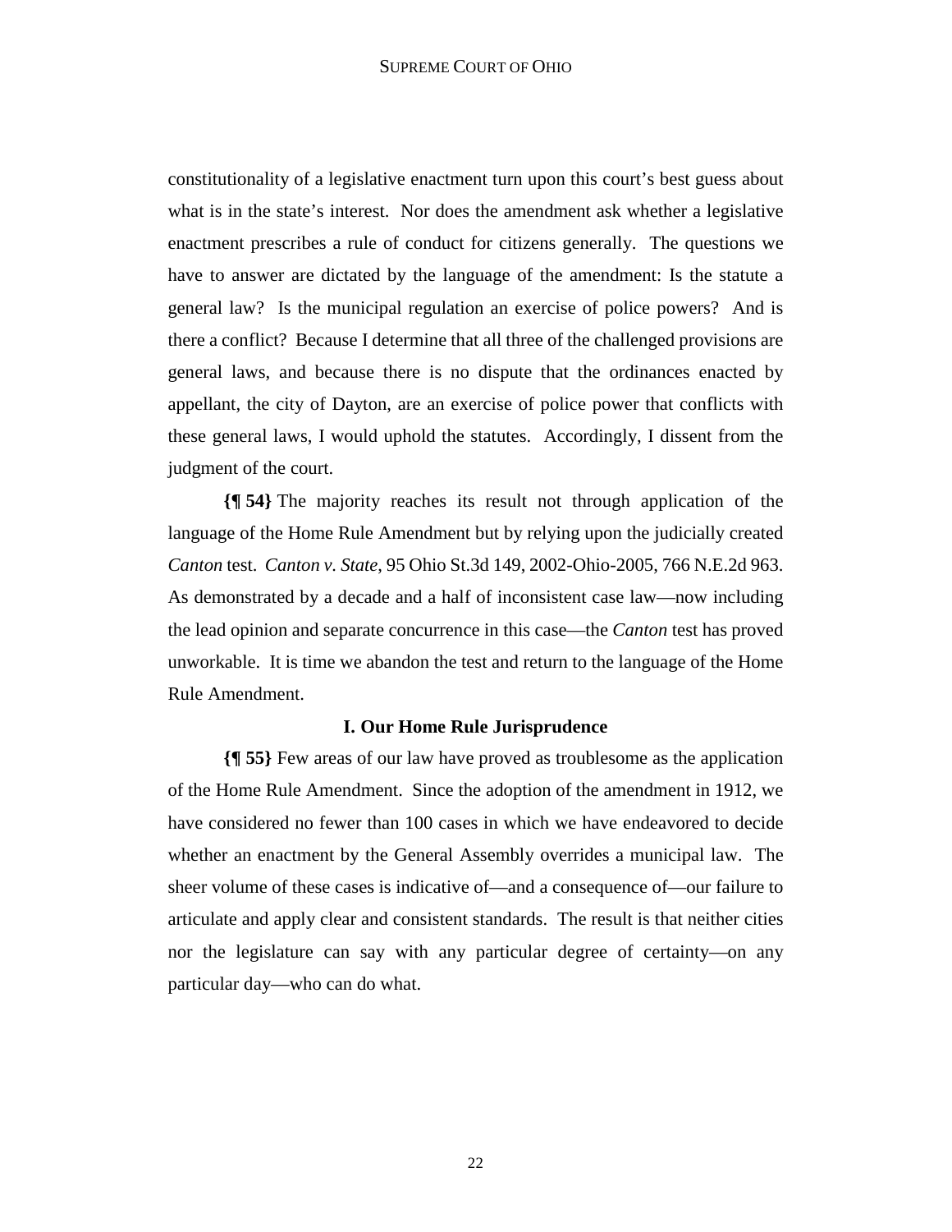constitutionality of a legislative enactment turn upon this court's best guess about what is in the state's interest. Nor does the amendment ask whether a legislative enactment prescribes a rule of conduct for citizens generally. The questions we have to answer are dictated by the language of the amendment: Is the statute a general law? Is the municipal regulation an exercise of police powers? And is there a conflict? Because I determine that all three of the challenged provisions are general laws, and because there is no dispute that the ordinances enacted by appellant, the city of Dayton, are an exercise of police power that conflicts with these general laws, I would uphold the statutes. Accordingly, I dissent from the judgment of the court.

**{¶ 54}** The majority reaches its result not through application of the language of the Home Rule Amendment but by relying upon the judicially created *Canton* test. *Canton v. State*, 95 Ohio St.3d 149, 2002-Ohio-2005, 766 N.E.2d 963. As demonstrated by a decade and a half of inconsistent case law—now including the lead opinion and separate concurrence in this case—the *Canton* test has proved unworkable. It is time we abandon the test and return to the language of the Home Rule Amendment.

### I. Our Home Rule Jurisprudence

**{¶ 55}** Few areas of our law have proved as troublesome as the application of the Home Rule Amendment. Since the adoption of the amendment in 1912, we have considered no fewer than 100 cases in which we have endeavored to decide whether an enactment by the General Assembly overrides a municipal law. The sheer volume of these cases is indicative of—and a consequence of—our failure to articulate and apply clear and consistent standards. The result is that neither cities nor the legislature can say with any particular degree of certainty—on any particular day—who can do what.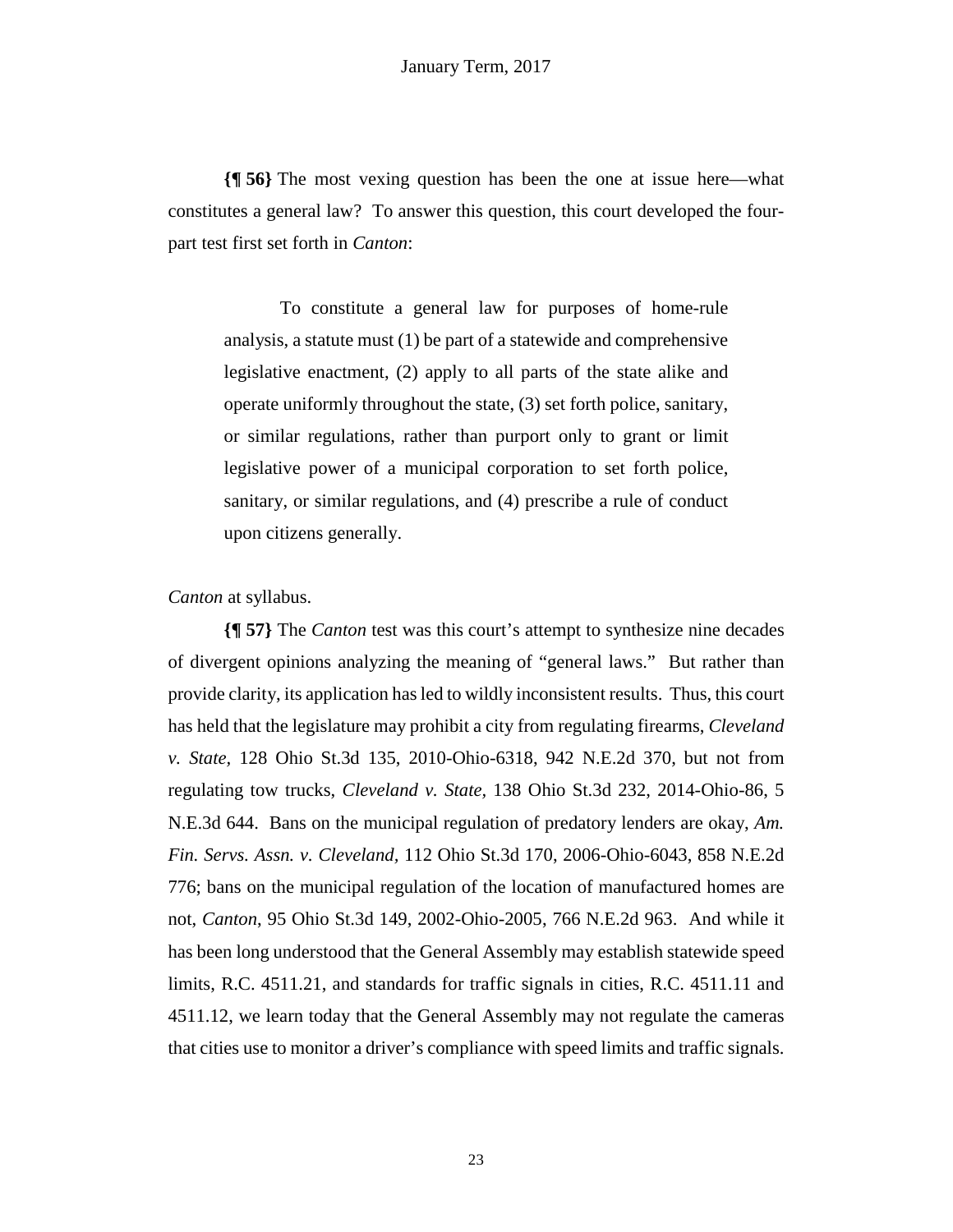**{¶ 56}** The most vexing question has been the one at issue here—what constitutes a general law? To answer this question, this court developed the four-part test first set forth in *Canton*:

> To constitute a general law for purposes of home-rule analysis, a statute must (1) be part of a statewide and comprehensive legislative enactment, (2) apply to all parts of the state alike and operate uniformly throughout the state, (3) set forth police, sanitary, or similar regulations, rather than purport only to grant or limit legislative power of a municipal corporation to set forth police, sanitary, or similar regulations, and (4) prescribe a rule of conduct upon citizens generally.

*Canton* at syllabus.

**{¶ 57}** The *Canton* test was this court's attempt to synthesize nine decades of divergent opinions analyzing the meaning of "general laws." But rather than provide clarity, its application has led to wildly inconsistent results. Thus, this court has held that the legislature may prohibit a city from regulating firearms, *Cleveland v. State*, 128 Ohio St.3d 135, 2010-Ohio-6318, 942 N.E.2d 370, but not from regulating tow trucks, *Cleveland v. State*, 138 Ohio St.3d 232, 2014-Ohio-86, 5 N.E.3d 644. Bans on the municipal regulation of predatory lenders are okay, *Am. Fin. Servs. Assn. v. Cleveland*, 112 Ohio St.3d 170, 2006-Ohio-6043, 858 N.E.2d 776; bans on the municipal regulation of the location of manufactured homes are not, *Canton*, 95 Ohio St.3d 149, 2002-Ohio-2005, 766 N.E.2d 963. And while it has been long understood that the General Assembly may establish statewide speed limits, R.C. 4511.21, and standards for traffic signals in cities, R.C. 4511.11 and 4511.12, we learn today that the General Assembly may not regulate the cameras that cities use to monitor a driver's compliance with speed limits and traffic signals.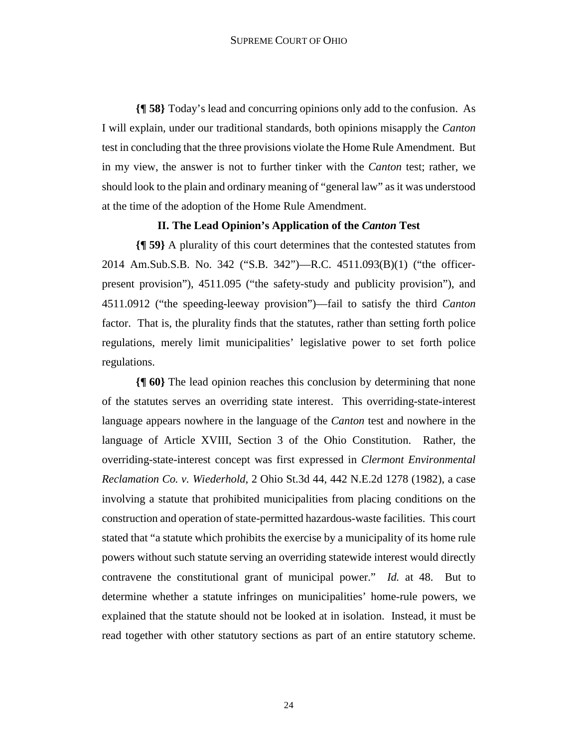**{¶ 58}** Today's lead and concurring opinions only add to the confusion. As I will explain, under our traditional standards, both opinions misapply the *Canton* test in concluding that the three provisions violate the Home Rule Amendment. But in my view, the answer is not to further tinker with the *Canton* test; rather, we should look to the plain and ordinary meaning of "general law" as it was understood at the time of the adoption of the Home Rule Amendment.

### II. The Lead Opinion's Application of the *Canton* Test

**{¶ 59}** A plurality of this court determines that the contested statutes from 2014 Am.Sub.S.B. No. 342 ("S.B. 342")—R.C. 4511.093(B)(1) ("the officer-present provision"), 4511.095 ("the safety-study and publicity provision"), and 4511.0912 ("the speeding-leeway provision")—fail to satisfy the third *Canton* factor. That is, the plurality finds that the statutes, rather than setting forth police regulations, merely limit municipalities' legislative power to set forth police regulations.

**{¶ 60}** The lead opinion reaches this conclusion by determining that none of the statutes serves an overriding state interest. This overriding-state-interest language appears nowhere in the language of the *Canton* test and nowhere in the language of Article XVIII, Section 3 of the Ohio Constitution. Rather, the overriding-state-interest concept was first expressed in *Clermont Environmental Reclamation Co. v. Wiederhold*, 2 Ohio St.3d 44, 442 N.E.2d 1278 (1982), a case involving a statute that prohibited municipalities from placing conditions on the construction and operation of state-permitted hazardous-waste facilities. This court stated that "a statute which prohibits the exercise by a municipality of its home rule powers without such statute serving an overriding statewide interest would directly contravene the constitutional grant of municipal power." *Id.* at 48. But to determine whether a statute infringes on municipalities' home-rule powers, we explained that the statute should not be looked at in isolation. Instead, it must be read together with other statutory sections as part of an entire statutory scheme.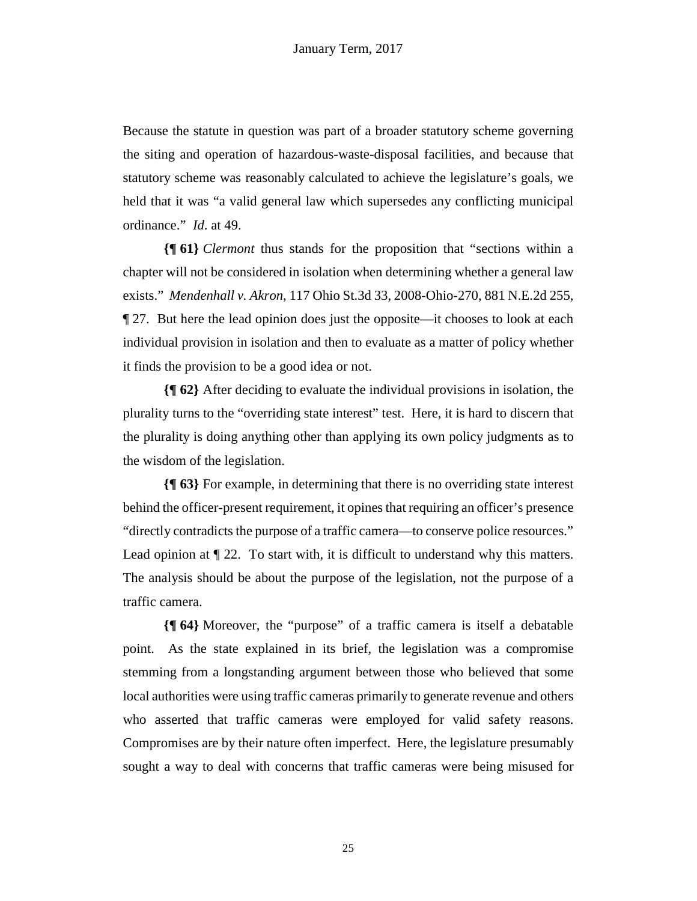Because the statute in question was part of a broader statutory scheme governing the siting and operation of hazardous-waste-disposal facilities, and because that statutory scheme was reasonably calculated to achieve the legislature's goals, we held that it was "a valid general law which supersedes any conflicting municipal ordinance." *Id.* at 49.

**{¶ 61}** *Clermont* thus stands for the proposition that "sections within a chapter will not be considered in isolation when determining whether a general law exists." *Mendenhall v. Akron*, 117 Ohio St.3d 33, 2008-Ohio-270, 881 N.E.2d 255, ¶ 27. But here the lead opinion does just the opposite—it chooses to look at each individual provision in isolation and then to evaluate as a matter of policy whether it finds the provision to be a good idea or not.

**{¶ 62}** After deciding to evaluate the individual provisions in isolation, the plurality turns to the "overriding state interest" test. Here, it is hard to discern that the plurality is doing anything other than applying its own policy judgments as to the wisdom of the legislation.

**{¶ 63}** For example, in determining that there is no overriding state interest behind the officer-present requirement, it opines that requiring an officer's presence "directly contradicts the purpose of a traffic camera—to conserve police resources." Lead opinion at ¶ 22. To start with, it is difficult to understand why this matters. The analysis should be about the purpose of the legislation, not the purpose of a traffic camera.

**{¶ 64}** Moreover, the "purpose" of a traffic camera is itself a debatable point. As the state explained in its brief, the legislation was a compromise stemming from a longstanding argument between those who believed that some local authorities were using traffic cameras primarily to generate revenue and others who asserted that traffic cameras were employed for valid safety reasons. Compromises are by their nature often imperfect. Here, the legislature presumably sought a way to deal with concerns that traffic cameras were being misused for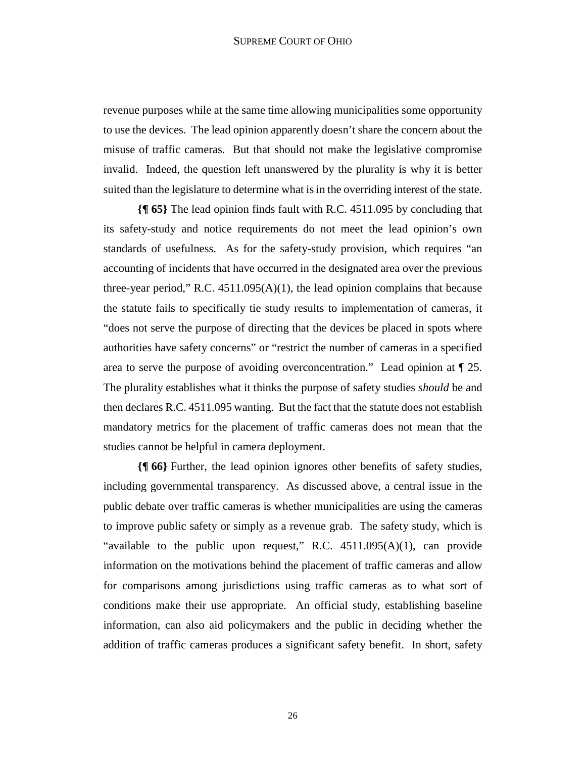revenue purposes while at the same time allowing municipalities some opportunity to use the devices. The lead opinion apparently doesn't share the concern about the misuse of traffic cameras. But that should not make the legislative compromise invalid. Indeed, the question left unanswered by the plurality is why it is better suited than the legislature to determine what is in the overriding interest of the state.

**{¶ 65}** The lead opinion finds fault with R.C. 4511.095 by concluding that its safety-study and notice requirements do not meet the lead opinion's own standards of usefulness. As for the safety-study provision, which requires "an accounting of incidents that have occurred in the designated area over the previous three-year period," R.C. 4511.095(A)(1), the lead opinion complains that because the statute fails to specifically tie study results to implementation of cameras, it "does not serve the purpose of directing that the devices be placed in spots where authorities have safety concerns" or "restrict the number of cameras in a specified area to serve the purpose of avoiding overconcentration." Lead opinion at ¶ 25. The plurality establishes what it thinks the purpose of safety studies *should* be and then declares R.C. 4511.095 wanting. But the fact that the statute does not establish mandatory metrics for the placement of traffic cameras does not mean that the studies cannot be helpful in camera deployment.

**{¶ 66}** Further, the lead opinion ignores other benefits of safety studies, including governmental transparency. As discussed above, a central issue in the public debate over traffic cameras is whether municipalities are using the cameras to improve public safety or simply as a revenue grab. The safety study, which is "available to the public upon request," R.C. 4511.095(A)(1), can provide information on the motivations behind the placement of traffic cameras and allow for comparisons among jurisdictions using traffic cameras as to what sort of conditions make their use appropriate. An official study, establishing baseline information, can also aid policymakers and the public in deciding whether the addition of traffic cameras produces a significant safety benefit. In short, safety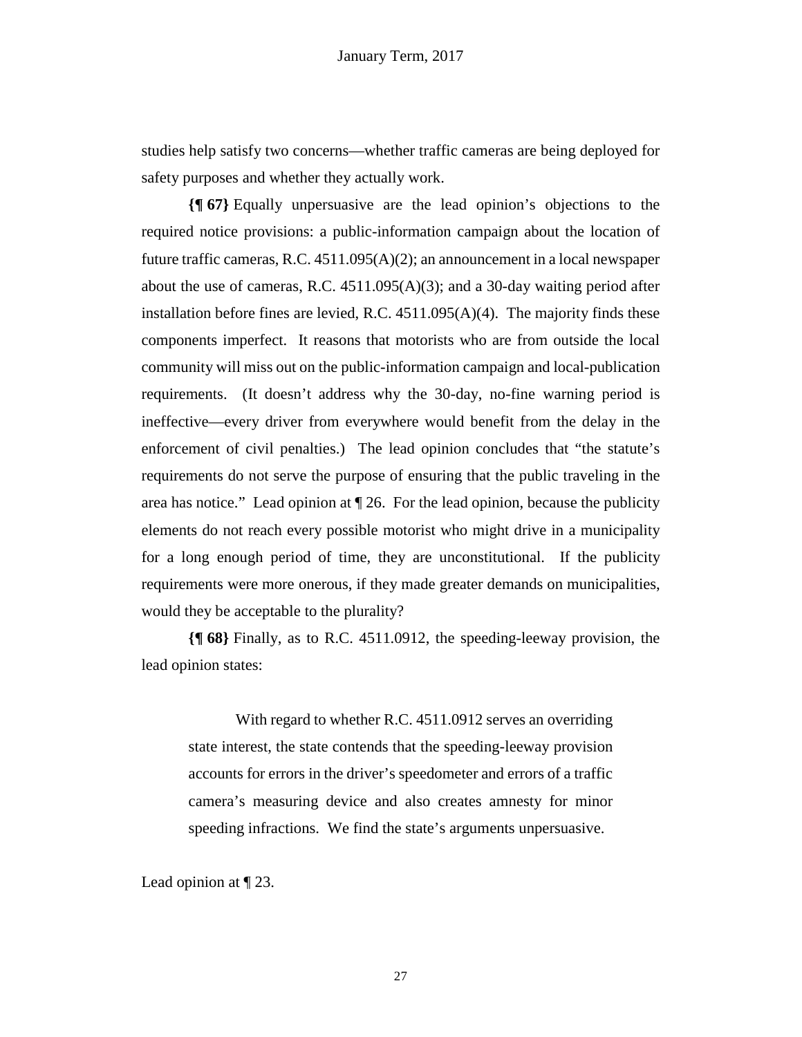studies help satisfy two concerns—whether traffic cameras are being deployed for safety purposes and whether they actually work.

**{¶ 67}** Equally unpersuasive are the lead opinion's objections to the required notice provisions: a public-information campaign about the location of future traffic cameras, R.C. 4511.095(A)(2); an announcement in a local newspaper about the use of cameras, R.C. 4511.095(A)(3); and a 30-day waiting period after installation before fines are levied, R.C. 4511.095(A)(4). The majority finds these components imperfect. It reasons that motorists who are from outside the local community will miss out on the public-information campaign and local-publication requirements. (It doesn't address why the 30-day, no-fine warning period is ineffective—every driver from everywhere would benefit from the delay in the enforcement of civil penalties.) The lead opinion concludes that "the statute's requirements do not serve the purpose of ensuring that the public traveling in the area has notice." Lead opinion at ¶ 26. For the lead opinion, because the publicity elements do not reach every possible motorist who might drive in a municipality for a long enough period of time, they are unconstitutional. If the publicity requirements were more onerous, if they made greater demands on municipalities, would they be acceptable to the plurality?

**{¶ 68}** Finally, as to R.C. 4511.0912, the speeding-leeway provision, the lead opinion states:

> With regard to whether R.C. 4511.0912 serves an overriding state interest, the state contends that the speeding-leeway provision accounts for errors in the driver's speedometer and errors of a traffic camera's measuring device and also creates amnesty for minor speeding infractions. We find the state's arguments unpersuasive.

Lead opinion at ¶ 23.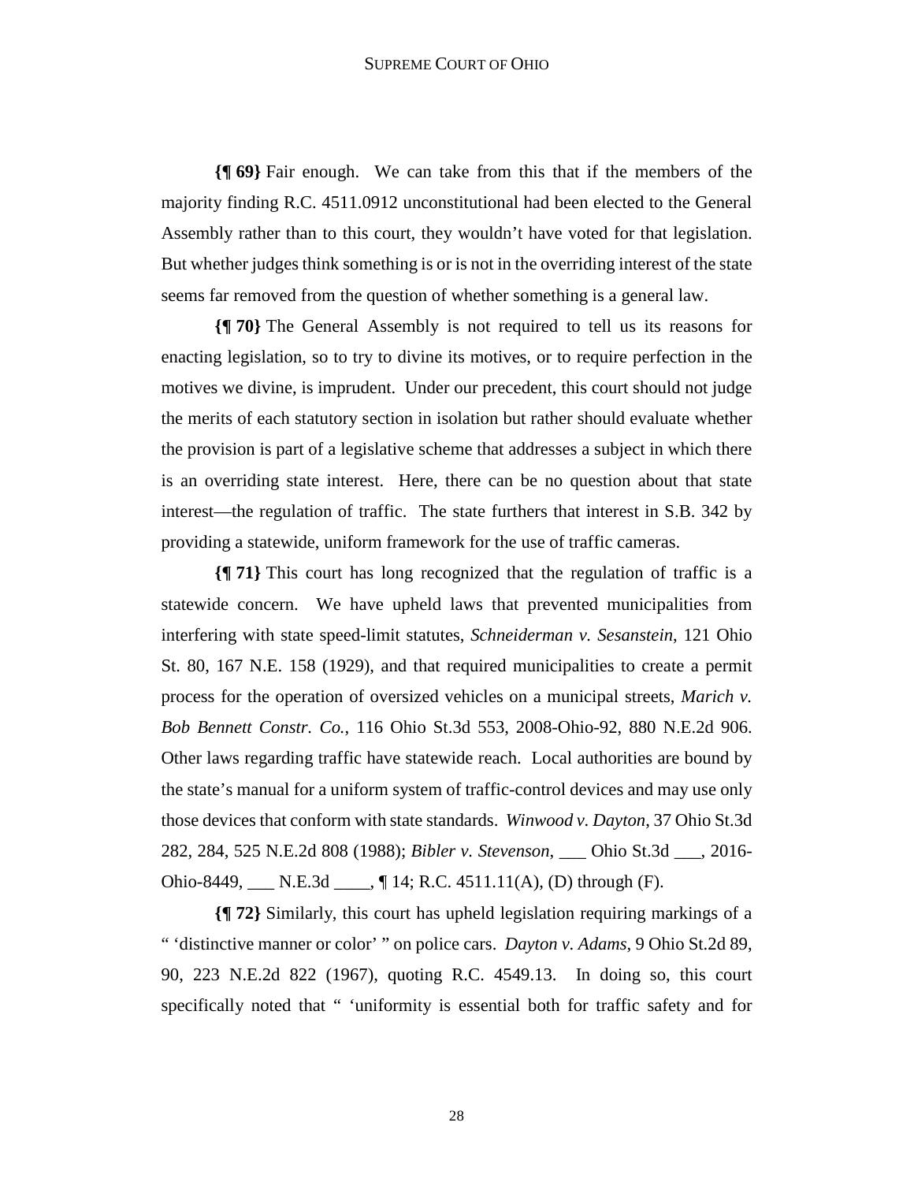**{¶ 69}** Fair enough. We can take from this that if the members of the majority finding R.C. 4511.0912 unconstitutional had been elected to the General Assembly rather than to this court, they wouldn't have voted for that legislation. But whether judges think something is or is not in the overriding interest of the state seems far removed from the question of whether something is a general law.

**{¶ 70}** The General Assembly is not required to tell us its reasons for enacting legislation, so to try to divine its motives, or to require perfection in the motives we divine, is imprudent. Under our precedent, this court should not judge the merits of each statutory section in isolation but rather should evaluate whether the provision is part of a legislative scheme that addresses a subject in which there is an overriding state interest. Here, there can be no question about that state interest—the regulation of traffic. The state furthers that interest in S.B. 342 by providing a statewide, uniform framework for the use of traffic cameras.

**{¶ 71}** This court has long recognized that the regulation of traffic is a statewide concern. We have upheld laws that prevented municipalities from interfering with state speed-limit statutes, *Schneiderman v. Sesanstein*, 121 Ohio St. 80, 167 N.E. 158 (1929), and that required municipalities to create a permit process for the operation of oversized vehicles on a municipal streets, *Marich v. Bob Bennett Constr. Co.*, 116 Ohio St.3d 553, 2008-Ohio-92, 880 N.E.2d 906. Other laws regarding traffic have statewide reach. Local authorities are bound by the state's manual for a uniform system of traffic-control devices and may use only those devices that conform with state standards. *Winwood v. Dayton*, 37 Ohio St.3d 282, 284, 525 N.E.2d 808 (1988); *Bibler v. Stevenson*, \_\_\_ Ohio St.3d \_\_\_, 2016-Ohio-8449, \_\_\_ N.E.3d \_\_\_\_, ¶ 14; R.C. 4511.11(A), (D) through (F).

**{¶ 72}** Similarly, this court has upheld legislation requiring markings of a " 'distinctive manner or color' " on police cars. *Dayton v. Adams*, 9 Ohio St.2d 89, 90, 223 N.E.2d 822 (1967), quoting R.C. 4549.13. In doing so, this court specifically noted that " 'uniformity is essential both for traffic safety and for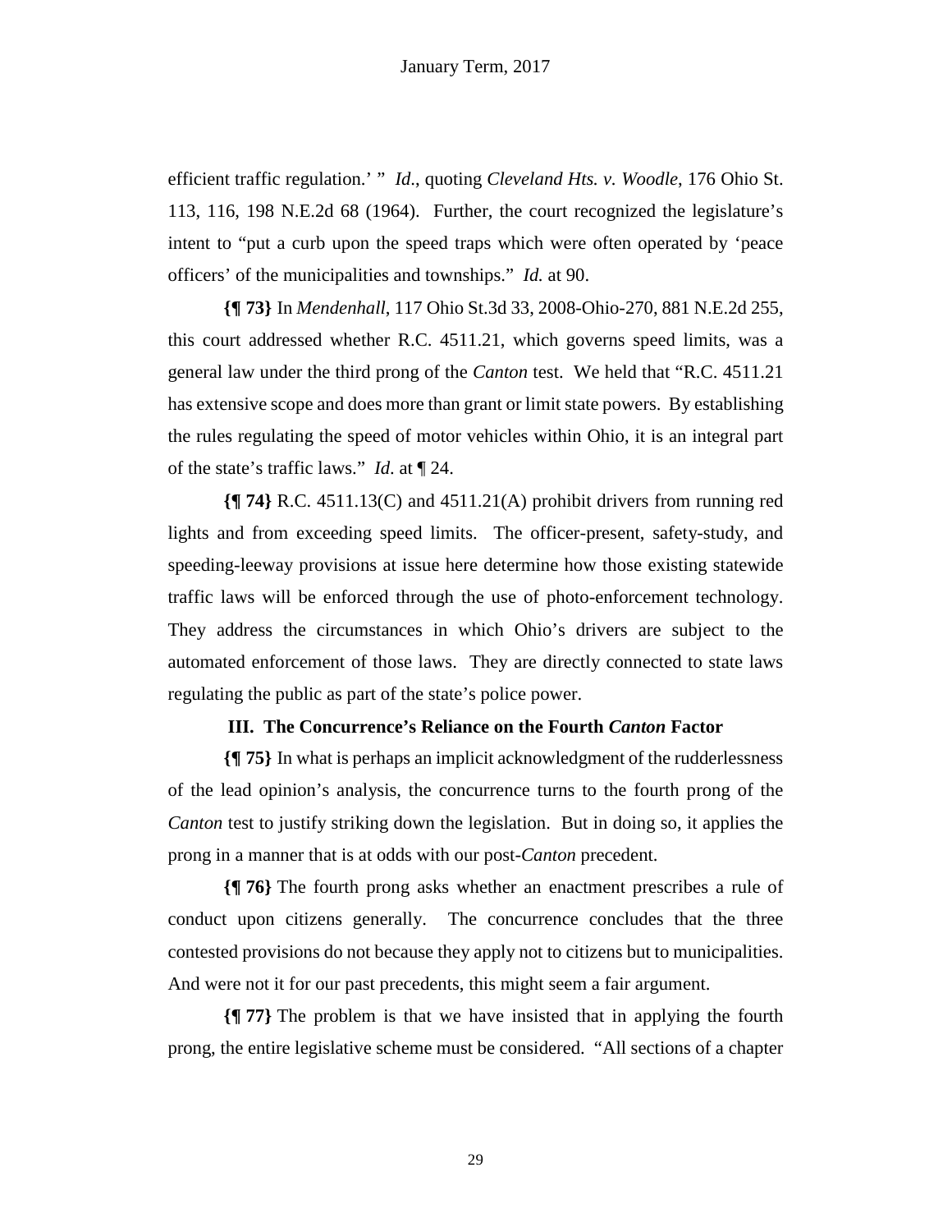efficient traffic regulation.' " *Id*., quoting *Cleveland Hts. v. Woodle*, 176 Ohio St. 113, 116, 198 N.E.2d 68 (1964). Further, the court recognized the legislature's intent to "put a curb upon the speed traps which were often operated by 'peace officers' of the municipalities and townships." *Id.* at 90.

**{¶ 73}** In *Mendenhall*, 117 Ohio St.3d 33, 2008-Ohio-270, 881 N.E.2d 255, this court addressed whether R.C. 4511.21, which governs speed limits, was a general law under the third prong of the *Canton* test. We held that "R.C. 4511.21 has extensive scope and does more than grant or limit state powers. By establishing the rules regulating the speed of motor vehicles within Ohio, it is an integral part of the state's traffic laws." *Id.* at ¶ 24.

**{¶ 74}** R.C. 4511.13(C) and 4511.21(A) prohibit drivers from running red lights and from exceeding speed limits. The officer-present, safety-study, and speeding-leeway provisions at issue here determine how those existing statewide traffic laws will be enforced through the use of photo-enforcement technology. They address the circumstances in which Ohio's drivers are subject to the automated enforcement of those laws. They are directly connected to state laws regulating the public as part of the state's police power.

### III. The Concurrence's Reliance on the Fourth *Canton* Factor

**{¶ 75}** In what is perhaps an implicit acknowledgment of the rudderlessness of the lead opinion's analysis, the concurrence turns to the fourth prong of the *Canton* test to justify striking down the legislation. But in doing so, it applies the prong in a manner that is at odds with our post-*Canton* precedent.

**{¶ 76}** The fourth prong asks whether an enactment prescribes a rule of conduct upon citizens generally. The concurrence concludes that the three contested provisions do not because they apply not to citizens but to municipalities. And were not it for our past precedents, this might seem a fair argument.

**{¶ 77}** The problem is that we have insisted that in applying the fourth prong, the entire legislative scheme must be considered. "All sections of a chapter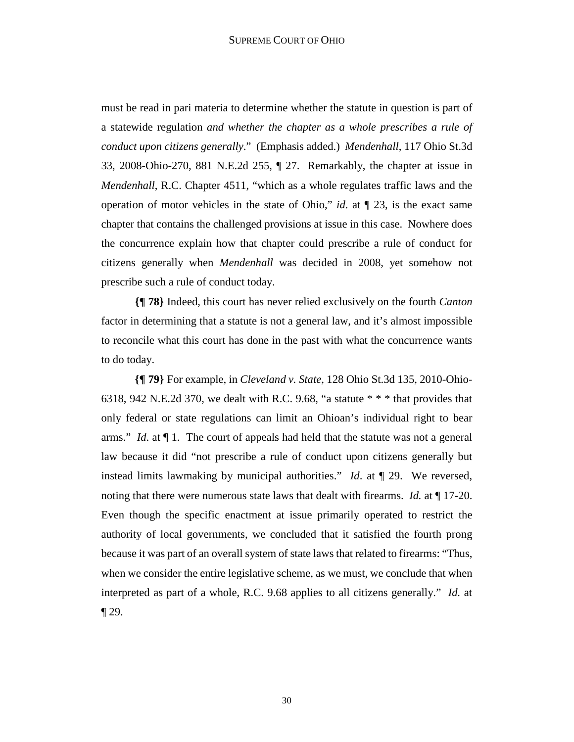must be read in pari materia to determine whether the statute in question is part of a statewide regulation *and whether the chapter as a whole prescribes a rule of conduct upon citizens generally*." (Emphasis added.) *Mendenhall*, 117 Ohio St.3d 33, 2008-Ohio-270, 881 N.E.2d 255, ¶ 27. Remarkably, the chapter at issue in *Mendenhall*, R.C. Chapter 4511, "which as a whole regulates traffic laws and the operation of motor vehicles in the state of Ohio," *id*. at ¶ 23, is the exact same chapter that contains the challenged provisions at issue in this case. Nowhere does the concurrence explain how that chapter could prescribe a rule of conduct for citizens generally when *Mendenhall* was decided in 2008, yet somehow not prescribe such a rule of conduct today.

**{¶ 78}** Indeed, this court has never relied exclusively on the fourth *Canton* factor in determining that a statute is not a general law, and it's almost impossible to reconcile what this court has done in the past with what the concurrence wants to do today.

**{¶ 79}** For example, in *Cleveland v. State*, 128 Ohio St.3d 135, 2010-Ohio-6318, 942 N.E.2d 370, we dealt with R.C. 9.68, "a statute * * * that provides that only federal or state regulations can limit an Ohioan's individual right to bear arms." *Id*. at ¶ 1. The court of appeals had held that the statute was not a general law because it did "not prescribe a rule of conduct upon citizens generally but instead limits lawmaking by municipal authorities." *Id*. at ¶ 29. We reversed, noting that there were numerous state laws that dealt with firearms. *Id.* at ¶ 17-20. Even though the specific enactment at issue primarily operated to restrict the authority of local governments, we concluded that it satisfied the fourth prong because it was part of an overall system of state laws that related to firearms: "Thus, when we consider the entire legislative scheme, as we must, we conclude that when interpreted as part of a whole, R.C. 9.68 applies to all citizens generally." *Id.* at ¶ 29.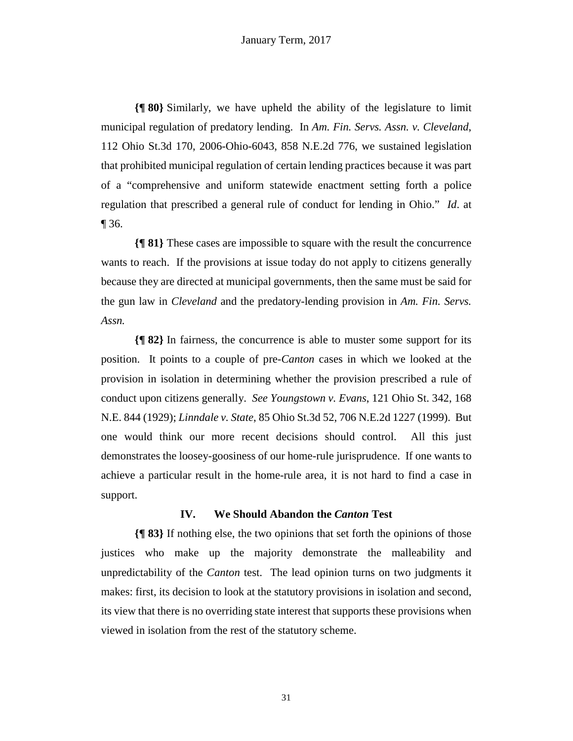**{¶ 80}** Similarly, we have upheld the ability of the legislature to limit municipal regulation of predatory lending. In *Am. Fin. Servs. Assn. v. Cleveland*, 112 Ohio St.3d 170, 2006-Ohio-6043, 858 N.E.2d 776, we sustained legislation that prohibited municipal regulation of certain lending practices because it was part of a "comprehensive and uniform statewide enactment setting forth a police regulation that prescribed a general rule of conduct for lending in Ohio." *Id*. at ¶ 36.

**{¶ 81}** These cases are impossible to square with the result the concurrence wants to reach. If the provisions at issue today do not apply to citizens generally because they are directed at municipal governments, then the same must be said for the gun law in *Cleveland* and the predatory-lending provision in *Am. Fin. Servs. Assn.*

**{¶ 82}** In fairness, the concurrence is able to muster some support for its position. It points to a couple of pre-*Canton* cases in which we looked at the provision in isolation in determining whether the provision prescribed a rule of conduct upon citizens generally. *See Youngstown v. Evans*, 121 Ohio St. 342, 168 N.E. 844 (1929); *Linndale v. State*, 85 Ohio St.3d 52, 706 N.E.2d 1227 (1999). But one would think our more recent decisions should control. All this just demonstrates the loosey-goosiness of our home-rule jurisprudence. If one wants to achieve a particular result in the home-rule area, it is not hard to find a case in support.

## IV. We Should Abandon the *Canton* Test

**{¶ 83}** If nothing else, the two opinions that set forth the opinions of those justices who make up the majority demonstrate the malleability and unpredictability of the *Canton* test. The lead opinion turns on two judgments it makes: first, its decision to look at the statutory provisions in isolation and second, its view that there is no overriding state interest that supports these provisions when viewed in isolation from the rest of the statutory scheme.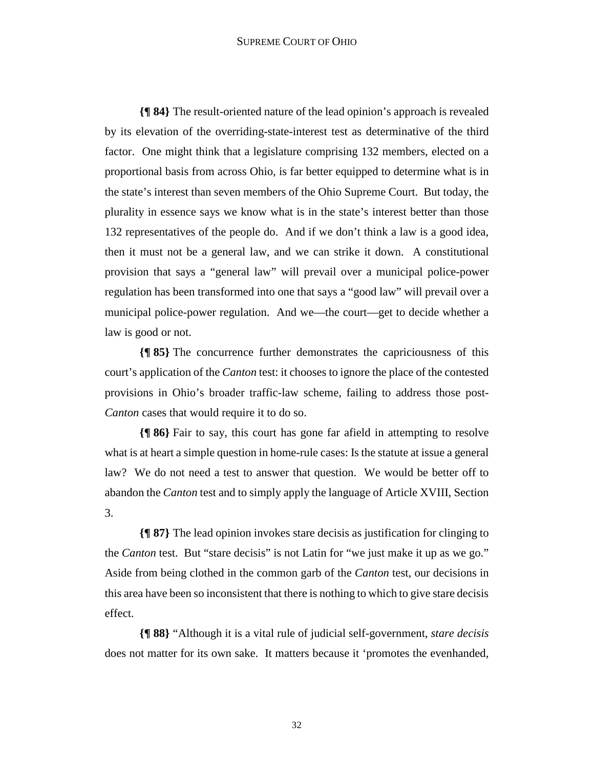**{¶ 84}** The result-oriented nature of the lead opinion's approach is revealed by its elevation of the overriding-state-interest test as determinative of the third factor. One might think that a legislature comprising 132 members, elected on a proportional basis from across Ohio, is far better equipped to determine what is in the state's interest than seven members of the Ohio Supreme Court. But today, the plurality in essence says we know what is in the state's interest better than those 132 representatives of the people do. And if we don't think a law is a good idea, then it must not be a general law, and we can strike it down. A constitutional provision that says a "general law" will prevail over a municipal police-power regulation has been transformed into one that says a "good law" will prevail over a municipal police-power regulation. And we—the court—get to decide whether a law is good or not.

**{¶ 85}** The concurrence further demonstrates the capriciousness of this court's application of the *Canton* test: it chooses to ignore the place of the contested provisions in Ohio's broader traffic-law scheme, failing to address those post-*Canton* cases that would require it to do so.

**{¶ 86}** Fair to say, this court has gone far afield in attempting to resolve what is at heart a simple question in home-rule cases: Is the statute at issue a general law? We do not need a test to answer that question. We would be better off to abandon the *Canton* test and to simply apply the language of Article XVIII, Section 3.

**{¶ 87}** The lead opinion invokes stare decisis as justification for clinging to the *Canton* test. But "stare decisis" is not Latin for "we just make it up as we go." Aside from being clothed in the common garb of the *Canton* test, our decisions in this area have been so inconsistent that there is nothing to which to give stare decisis effect.

**{¶ 88}** "Although it is a vital rule of judicial self-government, *stare decisis* does not matter for its own sake. It matters because it 'promotes the evenhanded,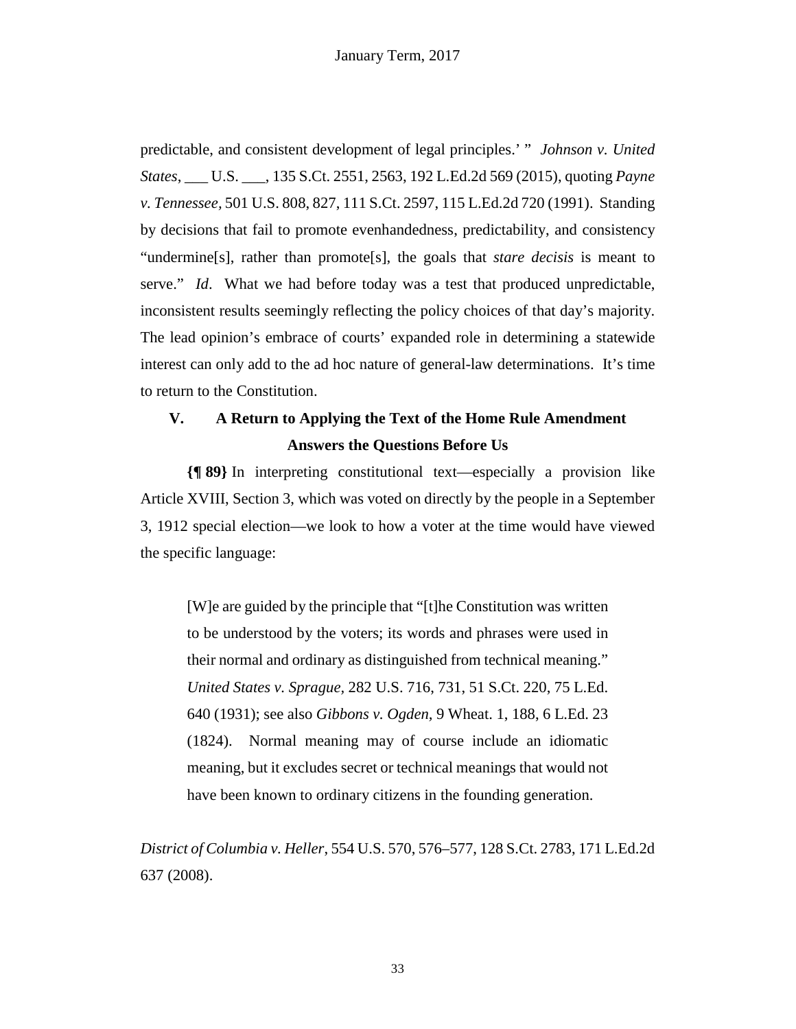predictable, and consistent development of legal principles.' " *Johnson v. United States*, ___ U.S. ___, 135 S.Ct. 2551, 2563, 192 L.Ed.2d 569 (2015), quoting *Payne v. Tennessee*, 501 U.S. 808, 827, 111 S.Ct. 2597, 115 L.Ed.2d 720 (1991). Standing by decisions that fail to promote evenhandedness, predictability, and consistency "undermine[s], rather than promote[s], the goals that *stare decisis* is meant to serve." *Id*. What we had before today was a test that produced unpredictable, inconsistent results seemingly reflecting the policy choices of that day's majority. The lead opinion's embrace of courts' expanded role in determining a statewide interest can only add to the ad hoc nature of general-law determinations. It's time to return to the Constitution.

## V. A Return to Applying the Text of the Home Rule Amendment Answers the Questions Before Us

**{¶ 89}** In interpreting constitutional text—especially a provision like Article XVIII, Section 3, which was voted on directly by the people in a September 3, 1912 special election—we look to how a voter at the time would have viewed the specific language:

> [W]e are guided by the principle that "[t]he Constitution was written to be understood by the voters; its words and phrases were used in their normal and ordinary as distinguished from technical meaning." *United States v. Sprague*, 282 U.S. 716, 731, 51 S.Ct. 220, 75 L.Ed. 640 (1931); see also *Gibbons v. Ogden*, 9 Wheat. 1, 188, 6 L.Ed. 23 (1824). Normal meaning may of course include an idiomatic meaning, but it excludes secret or technical meanings that would not have been known to ordinary citizens in the founding generation.

*District of Columbia v. Heller*, 554 U.S. 570, 576–577, 128 S.Ct. 2783, 171 L.Ed.2d 637 (2008).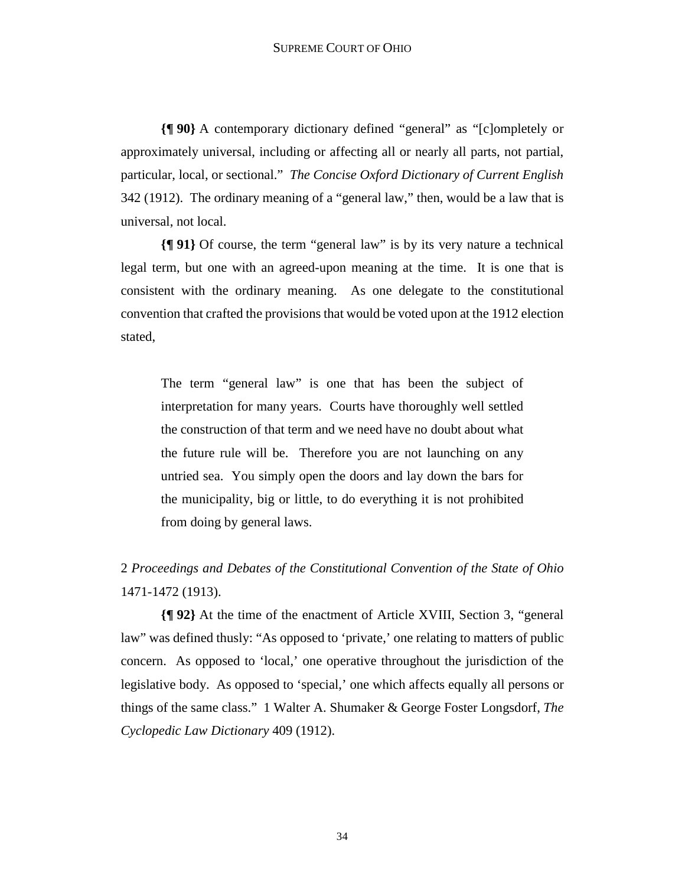**{¶ 90}** A contemporary dictionary defined "general" as "[c]ompletely or approximately universal, including or affecting all or nearly all parts, not partial, particular, local, or sectional." *The Concise Oxford Dictionary of Current English* 342 (1912). The ordinary meaning of a "general law," then, would be a law that is universal, not local.

**{¶ 91}** Of course, the term "general law" is by its very nature a technical legal term, but one with an agreed-upon meaning at the time. It is one that is consistent with the ordinary meaning. As one delegate to the constitutional convention that crafted the provisions that would be voted upon at the 1912 election stated,

> The term "general law" is one that has been the subject of interpretation for many years. Courts have thoroughly well settled the construction of that term and we need have no doubt about what the future rule will be. Therefore you are not launching on any untried sea. You simply open the doors and lay down the bars for the municipality, big or little, to do everything it is not prohibited from doing by general laws.

2 *Proceedings and Debates of the Constitutional Convention of the State of Ohio* 1471-1472 (1913).

**{¶ 92}** At the time of the enactment of Article XVIII, Section 3, "general law" was defined thusly: "As opposed to 'private,' one relating to matters of public concern. As opposed to 'local,' one operative throughout the jurisdiction of the legislative body. As opposed to 'special,' one which affects equally all persons or things of the same class." 1 Walter A. Shumaker & George Foster Longsdorf, *The Cyclopedic Law Dictionary* 409 (1912).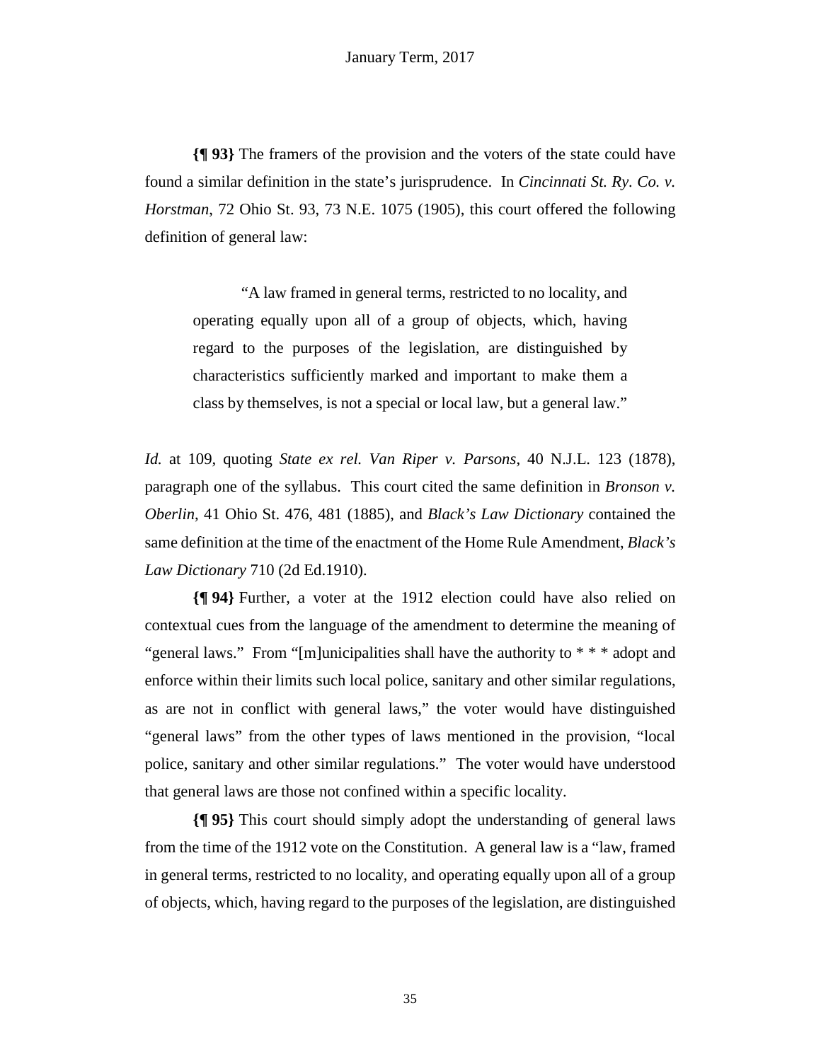**{¶ 93}** The framers of the provision and the voters of the state could have found a similar definition in the state's jurisprudence. In *Cincinnati St. Ry. Co. v. Horstman*, 72 Ohio St. 93, 73 N.E. 1075 (1905), this court offered the following definition of general law:

> "A law framed in general terms, restricted to no locality, and operating equally upon all of a group of objects, which, having regard to the purposes of the legislation, are distinguished by characteristics sufficiently marked and important to make them a class by themselves, is not a special or local law, but a general law."

*Id.* at 109, quoting *State ex rel. Van Riper v. Parsons*, 40 N.J.L. 123 (1878), paragraph one of the syllabus. This court cited the same definition in *Bronson v. Oberlin*, 41 Ohio St. 476, 481 (1885), and *Black's Law Dictionary* contained the same definition at the time of the enactment of the Home Rule Amendment, *Black's Law Dictionary* 710 (2d Ed.1910).

**{¶ 94}** Further, a voter at the 1912 election could have also relied on contextual cues from the language of the amendment to determine the meaning of "general laws." From "[m]unicipalities shall have the authority to * * * adopt and enforce within their limits such local police, sanitary and other similar regulations, as are not in conflict with general laws," the voter would have distinguished "general laws" from the other types of laws mentioned in the provision, "local police, sanitary and other similar regulations." The voter would have understood that general laws are those not confined within a specific locality.

**{¶ 95}** This court should simply adopt the understanding of general laws from the time of the 1912 vote on the Constitution. A general law is a "law, framed in general terms, restricted to no locality, and operating equally upon all of a group of objects, which, having regard to the purposes of the legislation, are distinguished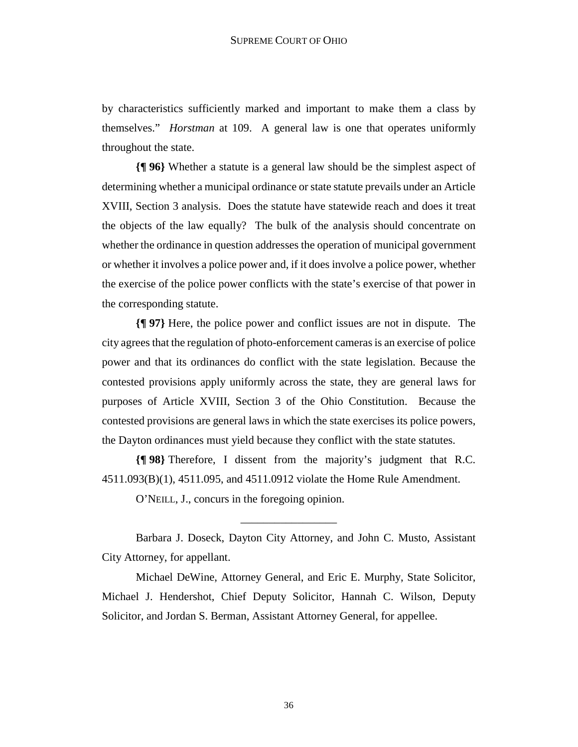by characteristics sufficiently marked and important to make them a class by themselves." *Horstman* at 109. A general law is one that operates uniformly throughout the state.

**{¶ 96}** Whether a statute is a general law should be the simplest aspect of determining whether a municipal ordinance or state statute prevails under an Article XVIII, Section 3 analysis. Does the statute have statewide reach and does it treat the objects of the law equally? The bulk of the analysis should concentrate on whether the ordinance in question addresses the operation of municipal government or whether it involves a police power and, if it does involve a police power, whether the exercise of the police power conflicts with the state's exercise of that power in the corresponding statute.

**{¶ 97}** Here, the police power and conflict issues are not in dispute. The city agrees that the regulation of photo-enforcement cameras is an exercise of police power and that its ordinances do conflict with the state legislation. Because the contested provisions apply uniformly across the state, they are general laws for purposes of Article XVIII, Section 3 of the Ohio Constitution. Because the contested provisions are general laws in which the state exercises its police powers, the Dayton ordinances must yield because they conflict with the state statutes.

**{¶ 98}** Therefore, I dissent from the majority's judgment that R.C. 4511.093(B)(1), 4511.095, and 4511.0912 violate the Home Rule Amendment.

O'NEILL, J., concurs in the foregoing opinion.

---

Barbara J. Doseck, Dayton City Attorney, and John C. Musto, Assistant City Attorney, for appellant.

Michael DeWine, Attorney General, and Eric E. Murphy, State Solicitor, Michael J. Hendershot, Chief Deputy Solicitor, Hannah C. Wilson, Deputy Solicitor, and Jordan S. Berman, Assistant Attorney General, for appellee.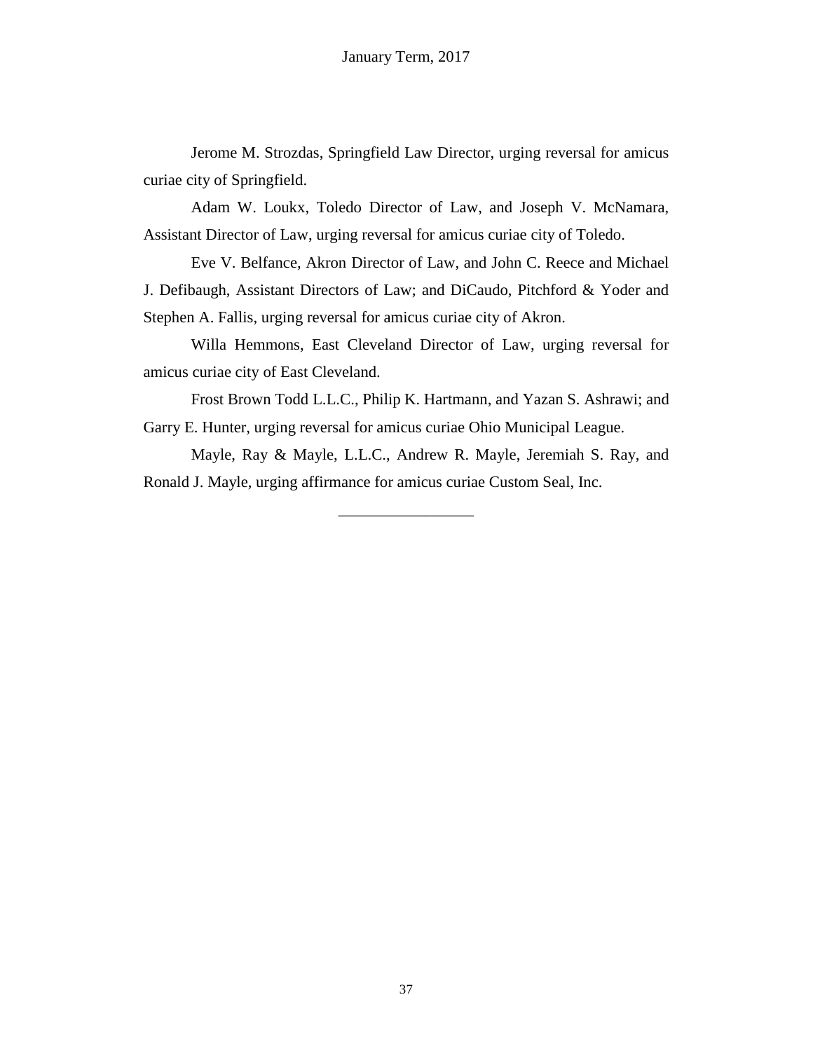Jerome M. Strozdas, Springfield Law Director, urging reversal for amicus curiae city of Springfield.

Adam W. Loukx, Toledo Director of Law, and Joseph V. McNamara, Assistant Director of Law, urging reversal for amicus curiae city of Toledo.

Eve V. Belfance, Akron Director of Law, and John C. Reece and Michael J. Defibaugh, Assistant Directors of Law; and DiCaudo, Pitchford & Yoder and Stephen A. Fallis, urging reversal for amicus curiae city of Akron.

Willa Hemmons, East Cleveland Director of Law, urging reversal for amicus curiae city of East Cleveland.

Frost Brown Todd L.L.C., Philip K. Hartmann, and Yazan S. Ashrawi; and Garry E. Hunter, urging reversal for amicus curiae Ohio Municipal League.

Mayle, Ray & Mayle, L.L.C., Andrew R. Mayle, Jeremiah S. Ray, and Ronald J. Mayle, urging affirmance for amicus curiae Custom Seal, Inc.

_________________